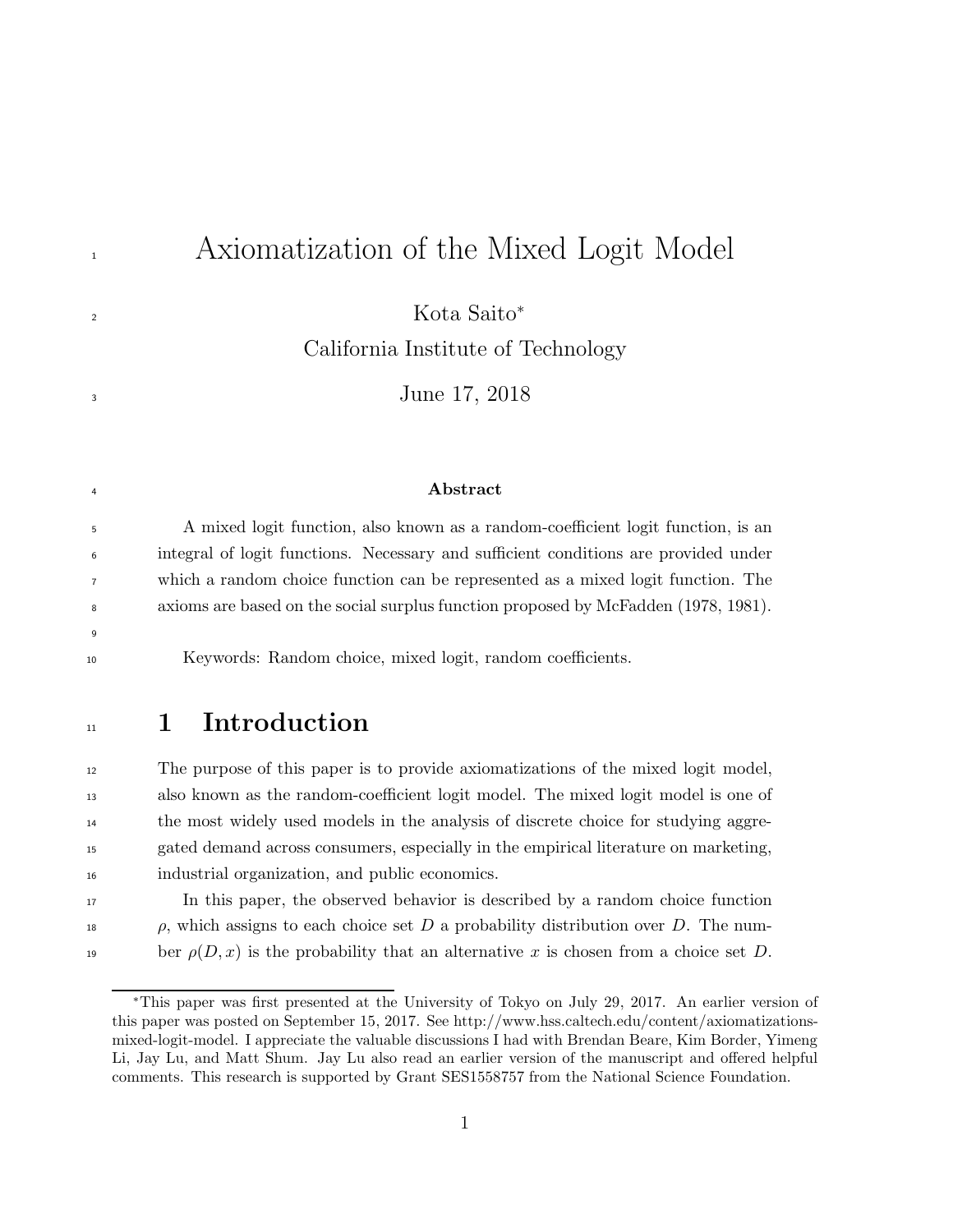# Axiomatization of the Mixed Logit Model

Kota Saito*

California Institute of Technology

June 17, 2018

**Abstract**

A mixed logit function, also known as a random-coefficient logit function, is an integral of logit functions. Necessary and sufficient conditions are provided under which a random choice function can be represented as a mixed logit function. The axioms are based on the social surplus function proposed by McFadden (1978, 1981).

Keywords: Random choice, mixed logit, random coefficients.

## 1 Introduction

The purpose of this paper is to provide axiomatizations of the mixed logit model, also known as the random-coefficient logit model. The mixed logit model is one of the most widely used models in the analysis of discrete choice for studying aggregated demand across consumers, especially in the empirical literature on marketing, industrial organization, and public economics.

In this paper, the observed behavior is described by a random choice function $\rho$, which assigns to each choice set $D$ a probability distribution over $D$. The number $\rho(D, x)$ is the probability that an alternative $x$ is chosen from a choice set $D$.

*This paper was first presented at the University of Tokyo on July 29, 2017. An earlier version of this paper was posted on September 15, 2017. See http://www.hss.caltech.edu/content/axiomatizations-mixed-logit-model. I appreciate the valuable discussions I had with Brendan Beare, Kim Border, Yimeng Li, Jay Lu, and Matt Shum. Jay Lu also read an earlier version of the manuscript and offered helpful comments. This research is supported by Grant SES1558757 from the National Science Foundation.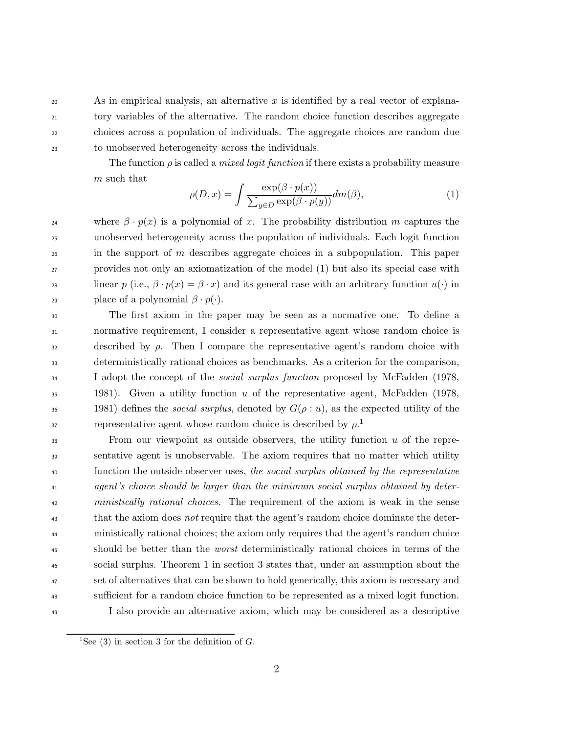As in empirical analysis, an alternative $x$ is identified by a real vector of explanatory variables of the alternative. The random choice function describes aggregate choices across a population of individuals. The aggregate choices are random due to unobserved heterogeneity across the individuals.

The function $\rho$ is called a *mixed logit function* if there exists a probability measure $m$ such that

$$\rho(D, x) = \int \frac{\exp(\beta \cdot p(x))}{\sum_{y \in D} \exp(\beta \cdot p(y))} dm(\beta), \tag{1}$$

where $\beta \cdot p(x)$ is a polynomial of $x$. The probability distribution $m$ captures the unobserved heterogeneity across the population of individuals. Each logit function in the support of $m$ describes aggregate choices in a subpopulation. This paper provides not only an axiomatization of the model (1) but also its special case with linear $p$ (i.e., $\beta \cdot p(x) = \beta \cdot x$) and its general case with an arbitrary function $u(\cdot)$ in place of a polynomial $\beta \cdot p(\cdot)$.

The first axiom in the paper may be seen as a normative one. To define a normative requirement, I consider a representative agent whose random choice is described by $\rho$. Then I compare the representative agent's random choice with deterministically rational choices as benchmarks. As a criterion for the comparison, I adopt the concept of the *social surplus function* proposed by McFadden (1978, 1981). Given a utility function $u$ of the representative agent, McFadden (1978, 1981) defines the *social surplus*, denoted by $G(\rho : u)$, as the expected utility of the representative agent whose random choice is described by $\rho$.[1]

From our viewpoint as outside observers, the utility function $u$ of the representative agent is unobservable. The axiom requires that no matter which utility function the outside observer uses, *the social surplus obtained by the representative agent's choice should be larger than the minimum social surplus obtained by deterministically rational choices.* The requirement of the axiom is weak in the sense that the axiom does *not* require that the agent's random choice dominate the deterministically rational choices; the axiom only requires that the agent's random choice should be better than the *worst* deterministically rational choices in terms of the social surplus. Theorem 1 in section 3 states that, under an assumption about the set of alternatives that can be shown to hold generically, this axiom is necessary and sufficient for a random choice function to be represented as a mixed logit function.

I also provide an alternative axiom, which may be considered as a descriptive

[1] See (3) in section 3 for the definition of $G$.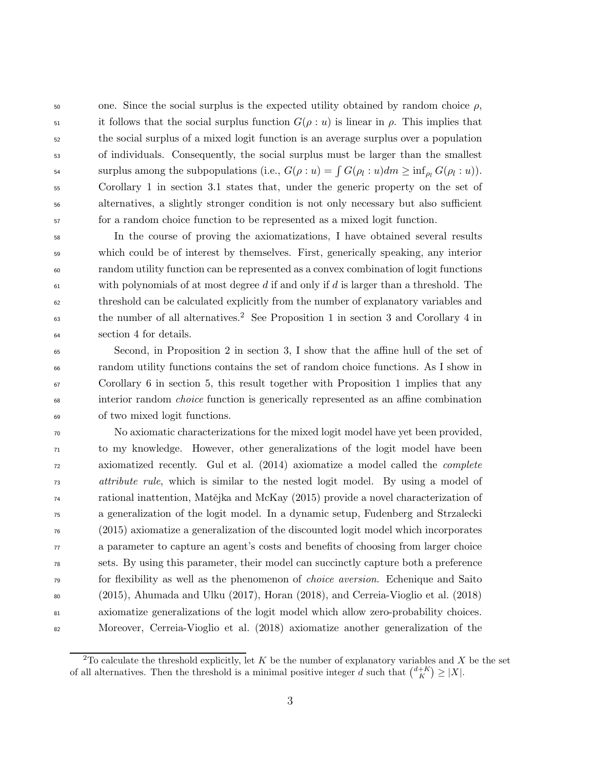one. Since the social surplus is the expected utility obtained by random choice $\rho$, it follows that the social surplus function $G(\rho : u)$ is linear in $\rho$. This implies that the social surplus of a mixed logit function is an average surplus over a population of individuals. Consequently, the social surplus must be larger than the smallest surplus among the subpopulations (i.e., $G(\rho : u) = \int G(\rho_l : u)dm \geq \inf_{\rho_l} G(\rho_l : u)$). Corollary 1 in section 3.1 states that, under the generic property on the set of alternatives, a slightly stronger condition is not only necessary but also sufficient for a random choice function to be represented as a mixed logit function.

In the course of proving the axiomatizations, I have obtained several results which could be of interest by themselves. First, generically speaking, any interior random utility function can be represented as a convex combination of logit functions with polynomials of at most degree $d$ if and only if $d$ is larger than a threshold. The threshold can be calculated explicitly from the number of explanatory variables and the number of all alternatives.[2] See Proposition 1 in section 3 and Corollary 4 in section 4 for details.

Second, in Proposition 2 in section 3, I show that the affine hull of the set of random utility functions contains the set of random choice functions. As I show in Corollary 6 in section 5, this result together with Proposition 1 implies that any interior random *choice* function is generically represented as an affine combination of two mixed logit functions.

No axiomatic characterizations for the mixed logit model have yet been provided, to my knowledge. However, other generalizations of the logit model have been axiomatized recently. Gul et al. (2014) axiomatize a model called the *complete attribute rule*, which is similar to the nested logit model. By using a model of rational inattention, Matějka and McKay (2015) provide a novel characterization of a generalization of the logit model. In a dynamic setup, Fudenberg and Strzalecki (2015) axiomatize a generalization of the discounted logit model which incorporates a parameter to capture an agent's costs and benefits of choosing from larger choice sets. By using this parameter, their model can succinctly capture both a preference for flexibility as well as the phenomenon of *choice aversion*. Echenique and Saito (2015), Ahumada and Ulku (2017), Horan (2018), and Cerreia-Vioglio et al. (2018) axiomatize generalizations of the logit model which allow zero-probability choices. Moreover, Cerreia-Vioglio et al. (2018) axiomatize another generalization of the

[2] To calculate the threshold explicitly, let $K$ be the number of explanatory variables and $X$ be the set of all alternatives. Then the threshold is a minimal positive integer $d$ such that $\binom{d+K}{K} \geq |X|$.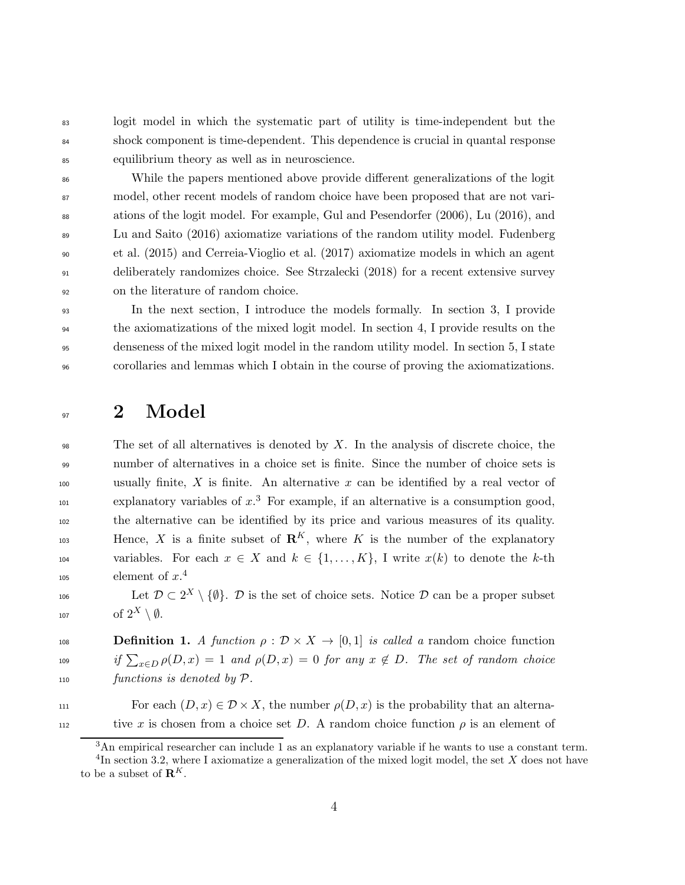logit model in which the systematic part of utility is time-independent but the shock component is time-dependent. This dependence is crucial in quantal response equilibrium theory as well as in neuroscience.

While the papers mentioned above provide different generalizations of the logit model, other recent models of random choice have been proposed that are not variations of the logit model. For example, Gul and Pesendorfer (2006), Lu (2016), and Lu and Saito (2016) axiomatize variations of the random utility model. Fudenberg et al. (2015) and Cerreia-Vioglio et al. (2017) axiomatize models in which an agent deliberately randomizes choice. See Strzalecki (2018) for a recent extensive survey on the literature of random choice.

In the next section, I introduce the models formally. In section 3, I provide the axiomatizations of the mixed logit model. In section 4, I provide results on the denseness of the mixed logit model in the random utility model. In section 5, I state corollaries and lemmas which I obtain in the course of proving the axiomatizations.

# 2 Model

The set of all alternatives is denoted by $X$. In the analysis of discrete choice, the number of alternatives in a choice set is finite. Since the number of choice sets is usually finite, $X$ is finite. An alternative $x$ can be identified by a real vector of explanatory variables of $x$.[3] For example, if an alternative is a consumption good, the alternative can be identified by its price and various measures of its quality. Hence, $X$ is a finite subset of $\mathbf{R}^K$, where $K$ is the number of the explanatory variables. For each $x \in X$ and $k \in \{1, \dots, K\}$, I write $x(k)$ to denote the $k$-th element of $x$.[4]

Let $\mathcal{D} \subset 2^X \setminus \{\emptyset\}$. $\mathcal{D}$ is the set of choice sets. Notice $\mathcal{D}$ can be a proper subset of $2^X \setminus \emptyset$.

**Definition 1.** *A function $\rho : \mathcal{D} \times X \to [0, 1]$ is called a* random choice function *if $\sum_{x \in D} \rho(D, x) = 1$ and $\rho(D, x) = 0$ for any $x \notin D$. The set of random choice functions is denoted by $\mathcal{P}$.*

For each $(D, x) \in \mathcal{D} \times X$, the number $\rho(D, x)$ is the probability that an alternative $x$ is chosen from a choice set $D$. A random choice function $\rho$ is an element of

[3] An empirical researcher can include 1 as an explanatory variable if he wants to use a constant term.

[4] In section 3.2, where I axiomatize a generalization of the mixed logit model, the set $X$ does not have to be a subset of $\mathbf{R}^K$.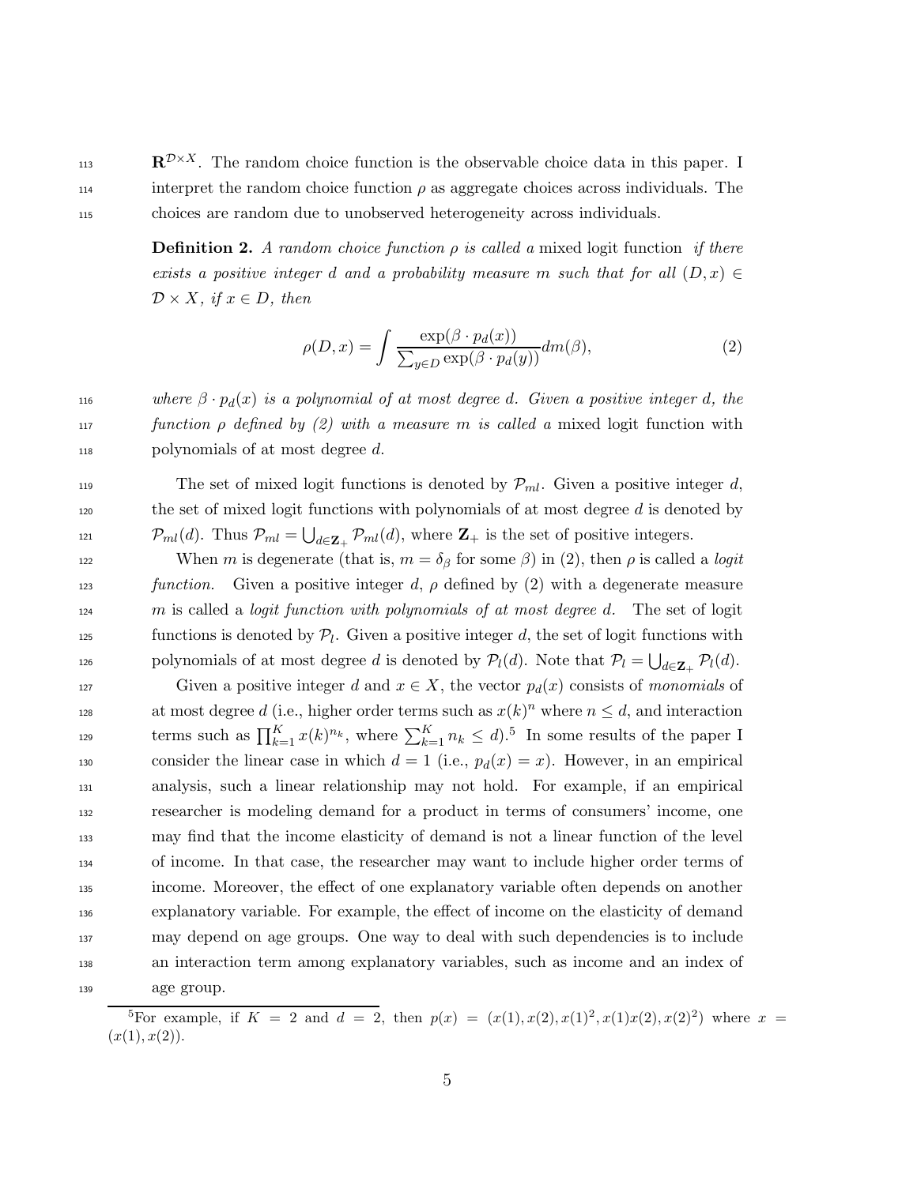$\mathbf{R}^{\mathcal{D}\times X}$. The random choice function is the observable choice data in this paper. I interpret the random choice function $\rho$ as aggregate choices across individuals. The choices are random due to unobserved heterogeneity across individuals.

**Definition 2.** *A random choice function $\rho$ is called a* mixed logit function *if there exists a positive integer $d$ and a probability measure $m$ such that for all $(D, x) \in \mathcal{D} \times X$, if $x \in D$, then*

$$\rho(D, x) = \int \frac{\exp(\beta \cdot p_d(x))}{\sum_{y \in D} \exp(\beta \cdot p_d(y))} dm(\beta), \tag{2}$$

*where $\beta \cdot p_d(x)$ is a polynomial of at most degree $d$. Given a positive integer $d$, the function $\rho$ defined by (2) with a measure $m$ is called a* mixed logit function with polynomials of at most degree $d$.

The set of mixed logit functions is denoted by $\mathcal{P}_{ml}$. Given a positive integer $d$, the set of mixed logit functions with polynomials of at most degree $d$ is denoted by $\mathcal{P}_{ml}(d)$. Thus $\mathcal{P}_{ml} = \bigcup_{d \in \mathbf{Z}_+} \mathcal{P}_{ml}(d)$, where $\mathbf{Z}_+$ is the set of positive integers.

When $m$ is degenerate (that is, $m = \delta_\beta$ for some $\beta$) in (2), then $\rho$ is called a *logit function.* Given a positive integer $d$, $\rho$ defined by (2) with a degenerate measure $m$ is called a *logit function with polynomials of at most degree $d$.* The set of logit functions is denoted by $\mathcal{P}_l$. Given a positive integer $d$, the set of logit functions with polynomials of at most degree $d$ is denoted by $\mathcal{P}_l(d)$. Note that $\mathcal{P}_l = \bigcup_{d \in \mathbf{Z}_+} \mathcal{P}_l(d)$.

Given a positive integer $d$ and $x \in X$, the vector $p_d(x)$ consists of *monomials* of at most degree $d$ (i.e., higher order terms such as $x(k)^n$ where $n \leq d$, and interaction terms such as $\prod_{k=1}^K x(k)^{n_k}$, where $\sum_{k=1}^K n_k \leq d$).[5] In some results of the paper I consider the linear case in which $d = 1$ (i.e., $p_d(x) = x$). However, in an empirical analysis, such a linear relationship may not hold. For example, if an empirical researcher is modeling demand for a product in terms of consumers' income, one may find that the income elasticity of demand is not a linear function of the level of income. In that case, the researcher may want to include higher order terms of income. Moreover, the effect of one explanatory variable often depends on another explanatory variable. For example, the effect of income on the elasticity of demand may depend on age groups. One way to deal with such dependencies is to include an interaction term among explanatory variables, such as income and an index of age group.

[5] For example, if $K = 2$ and $d = 2$, then $p(x) = (x(1), x(2), x(1)^2, x(1)x(2), x(2)^2)$ where $x = (x(1), x(2))$.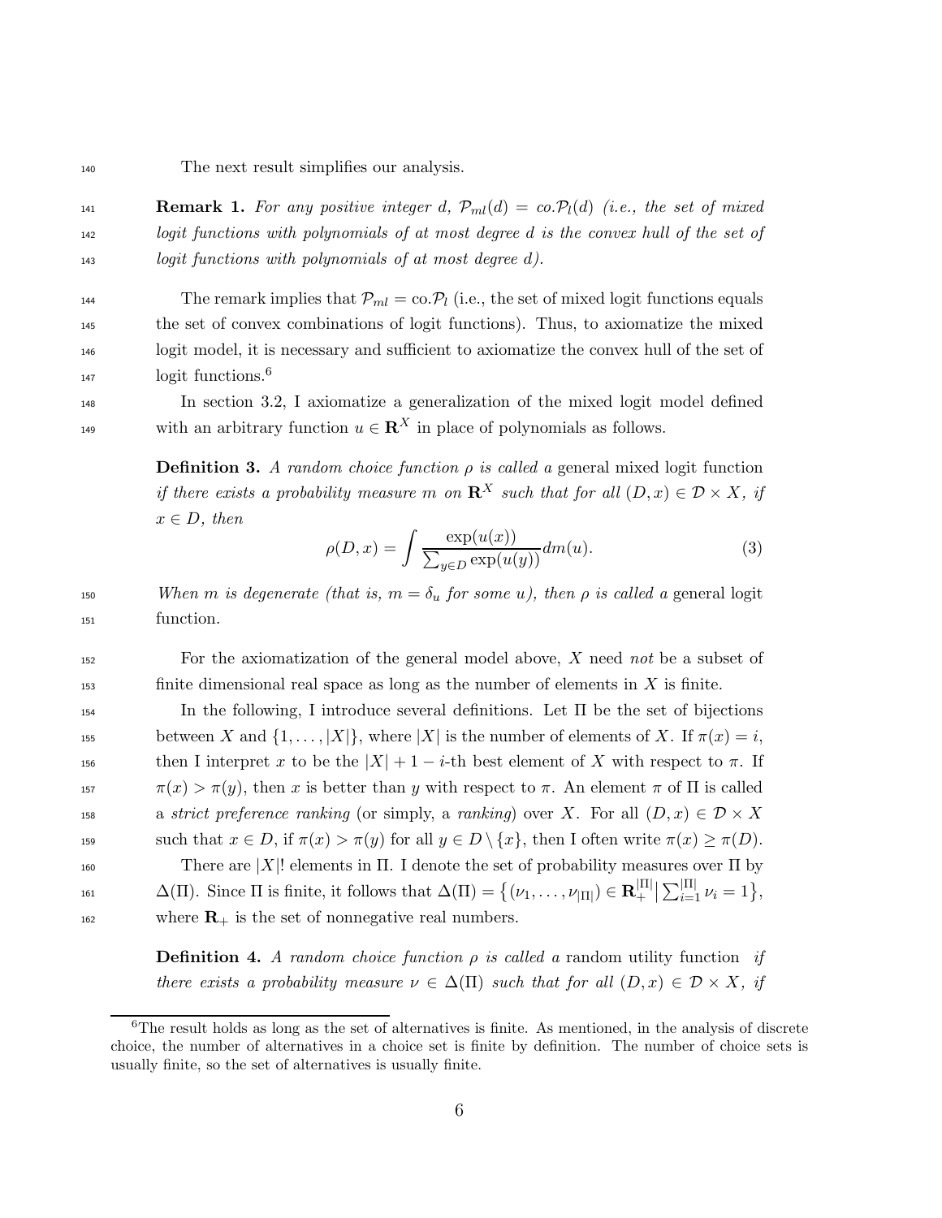The next result simplifies our analysis.

**Remark 1.** *For any positive integer $d$, $\mathcal{P}_{ml}(d) = co.\mathcal{P}_l(d)$ (i.e., the set of mixed logit functions with polynomials of at most degree $d$ is the convex hull of the set of logit functions with polynomials of at most degree $d$).*

The remark implies that $\mathcal{P}_{ml} = \text{co}.\mathcal{P}_l$ (i.e., the set of mixed logit functions equals the set of convex combinations of logit functions). Thus, to axiomatize the mixed logit model, it is necessary and sufficient to axiomatize the convex hull of the set of logit functions.[6]

In section 3.2, I axiomatize a generalization of the mixed logit model defined with an arbitrary function $u \in \mathbf{R}^X$ in place of polynomials as follows.

**Definition 3.** *A random choice function $\rho$ is called a* general mixed logit function *if there exists a probability measure $m$ on $\mathbf{R}^X$ such that for all $(D, x) \in \mathcal{D} \times X$, if $x \in D$, then*

$$\rho(D, x) = \int \frac{\exp(u(x))}{\sum_{y \in D} \exp(u(y))} dm(u). \tag{3}$$

*When $m$ is degenerate (that is, $m = \delta_u$ for some $u$), then $\rho$ is called a* general logit function.

For the axiomatization of the general model above, $X$ need *not* be a subset of finite dimensional real space as long as the number of elements in $X$ is finite.

In the following, I introduce several definitions. Let $\Pi$ be the set of bijections between $X$ and $\{1, \ldots, |X|\}$, where $|X|$ is the number of elements of $X$. If $\pi(x) = i$, then I interpret $x$ to be the $|X| + 1 - i$-th best element of $X$ with respect to $\pi$. If $\pi(x) > \pi(y)$, then $x$ is better than $y$ with respect to $\pi$. An element $\pi$ of $\Pi$ is called a *strict preference ranking* (or simply, a *ranking*) over $X$. For all $(D, x) \in \mathcal{D} \times X$ such that $x \in D$, if $\pi(x) > \pi(y)$ for all $y \in D \setminus \{x\}$, then I often write $\pi(x) \geq \pi(D)$.

There are $|X|!$ elements in $\Pi$. I denote the set of probability measures over $\Pi$ by $\Delta(\Pi)$. Since $\Pi$ is finite, it follows that $\Delta(\Pi) = \{(\nu_1, \ldots, \nu_{|\Pi|}) \in \mathbf{R}_+^{|\Pi|} \,|\, \sum_{i=1}^{|\Pi|} \nu_i = 1\}$, where $\mathbf{R}_+$ is the set of nonnegative real numbers.

**Definition 4.** *A random choice function $\rho$ is called a* random utility function *if there exists a probability measure $\nu \in \Delta(\Pi)$ such that for all $(D, x) \in \mathcal{D} \times X$, if*

[6] The result holds as long as the set of alternatives is finite. As mentioned, in the analysis of discrete choice, the number of alternatives in a choice set is finite by definition. The number of choice sets is usually finite, so the set of alternatives is usually finite.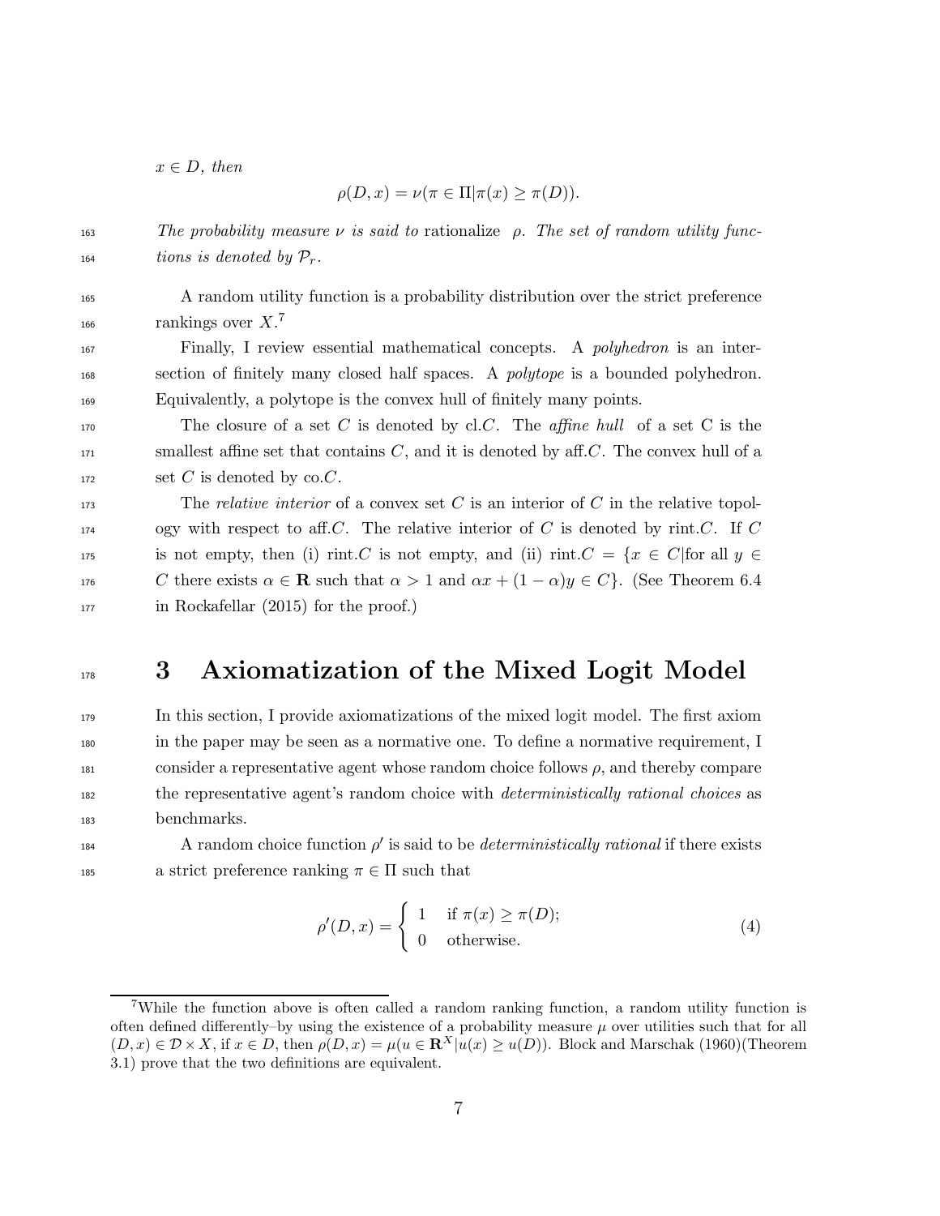$x \in D$, *then*

$$\rho(D, x) = \nu(\pi \in \Pi | \pi(x) \geq \pi(D)).$$

*The probability measure $\nu$ is said to* rationalize $\rho$. *The set of random utility functions is denoted by $\mathcal{P}_r$.*

A random utility function is a probability distribution over the strict preference rankings over $X$.[7]

Finally, I review essential mathematical concepts. A *polyhedron* is an intersection of finitely many closed half spaces. A *polytope* is a bounded polyhedron. Equivalently, a polytope is the convex hull of finitely many points.

The closure of a set $C$ is denoted by cl.$C$. The *affine hull* of a set C is the smallest affine set that contains $C$, and it is denoted by aff.$C$. The convex hull of a set $C$ is denoted by co.$C$.

The *relative interior* of a convex set $C$ is an interior of $C$ in the relative topology with respect to aff.$C$. The relative interior of $C$ is denoted by rint.$C$. If $C$ is not empty, then (i) rint.$C$ is not empty, and (ii) rint.$C = \{x \in C |$for all $y \in C$ there exists $\alpha \in \mathbf{R}$ such that $\alpha > 1$ and $\alpha x + (1 - \alpha)y \in C\}$. (See Theorem 6.4 in Rockafellar (2015) for the proof.)

# 3 Axiomatization of the Mixed Logit Model

In this section, I provide axiomatizations of the mixed logit model. The first axiom in the paper may be seen as a normative one. To define a normative requirement, I consider a representative agent whose random choice follows $\rho$, and thereby compare the representative agent's random choice with *deterministically rational choices* as benchmarks.

A random choice function $\rho'$ is said to be *deterministically rational* if there exists a strict preference ranking $\pi \in \Pi$ such that

$$\rho'(D, x) = \begin{cases} 1 & \text{if } \pi(x) \geq \pi(D); \\ 0 & \text{otherwise.} \end{cases} \tag{4}$$

[7] While the function above is often called a random ranking function, a random utility function is often defined differently–by using the existence of a probability measure $\mu$ over utilities such that for all $(D, x) \in \mathcal{D} \times X$, if $x \in D$, then $\rho(D, x) = \mu(u \in \mathbf{R}^X | u(x) \geq u(D))$. Block and Marschak (1960)(Theorem 3.1) prove that the two definitions are equivalent.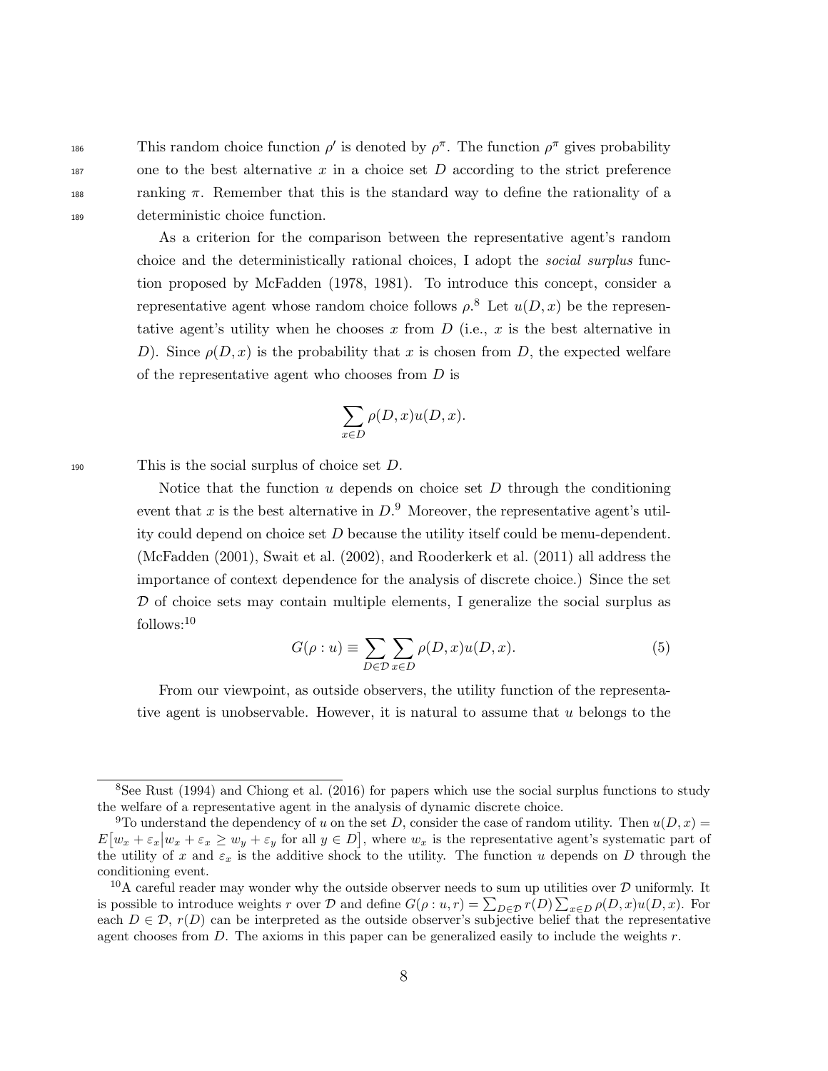This random choice function $\rho'$ is denoted by $\rho^\pi$. The function $\rho^\pi$ gives probability one to the best alternative $x$ in a choice set $D$ according to the strict preference ranking $\pi$. Remember that this is the standard way to define the rationality of a deterministic choice function.

As a criterion for the comparison between the representative agent's random choice and the deterministically rational choices, I adopt the *social surplus* function proposed by McFadden (1978, 1981). To introduce this concept, consider a representative agent whose random choice follows $\rho$.[8] Let $u(D, x)$ be the representative agent's utility when he chooses $x$ from $D$ (i.e., $x$ is the best alternative in $D$). Since $\rho(D, x)$ is the probability that $x$ is chosen from $D$, the expected welfare of the representative agent who chooses from $D$ is

$$\sum_{x \in D} \rho(D, x) u(D, x).$$

This is the social surplus of choice set $D$.

Notice that the function $u$ depends on choice set $D$ through the conditioning event that $x$ is the best alternative in $D$.[9] Moreover, the representative agent's utility could depend on choice set $D$ because the utility itself could be menu-dependent. (McFadden (2001), Swait et al. (2002), and Rooderkerk et al. (2011) all address the importance of context dependence for the analysis of discrete choice.) Since the set $\mathcal{D}$ of choice sets may contain multiple elements, I generalize the social surplus as follows:[10]

$$G(\rho : u) \equiv \sum_{D \in \mathcal{D}} \sum_{x \in D} \rho(D, x) u(D, x). \tag{5}$$

From our viewpoint, as outside observers, the utility function of the representative agent is unobservable. However, it is natural to assume that $u$ belongs to the

---

[8] See Rust (1994) and Chiong et al. (2016) for papers which use the social surplus functions to study the welfare of a representative agent in the analysis of dynamic discrete choice.

[9] To understand the dependency of $u$ on the set $D$, consider the case of random utility. Then $u(D, x) = E\big[w_x + \varepsilon_x \big| w_x + \varepsilon_x \geq w_y + \varepsilon_y \text{ for all } y \in D\big]$, where $w_x$ is the representative agent's systematic part of the utility of $x$ and $\varepsilon_x$ is the additive shock to the utility. The function $u$ depends on $D$ through the conditioning event.

[10] A careful reader may wonder why the outside observer needs to sum up utilities over $\mathcal{D}$ uniformly. It is possible to introduce weights $r$ over $\mathcal{D}$ and define $G(\rho : u, r) = \sum_{D \in \mathcal{D}} r(D) \sum_{x \in D} \rho(D, x) u(D, x)$. For each $D \in \mathcal{D}$, $r(D)$ can be interpreted as the outside observer's subjective belief that the representative agent chooses from $D$. The axioms in this paper can be generalized easily to include the weights $r$.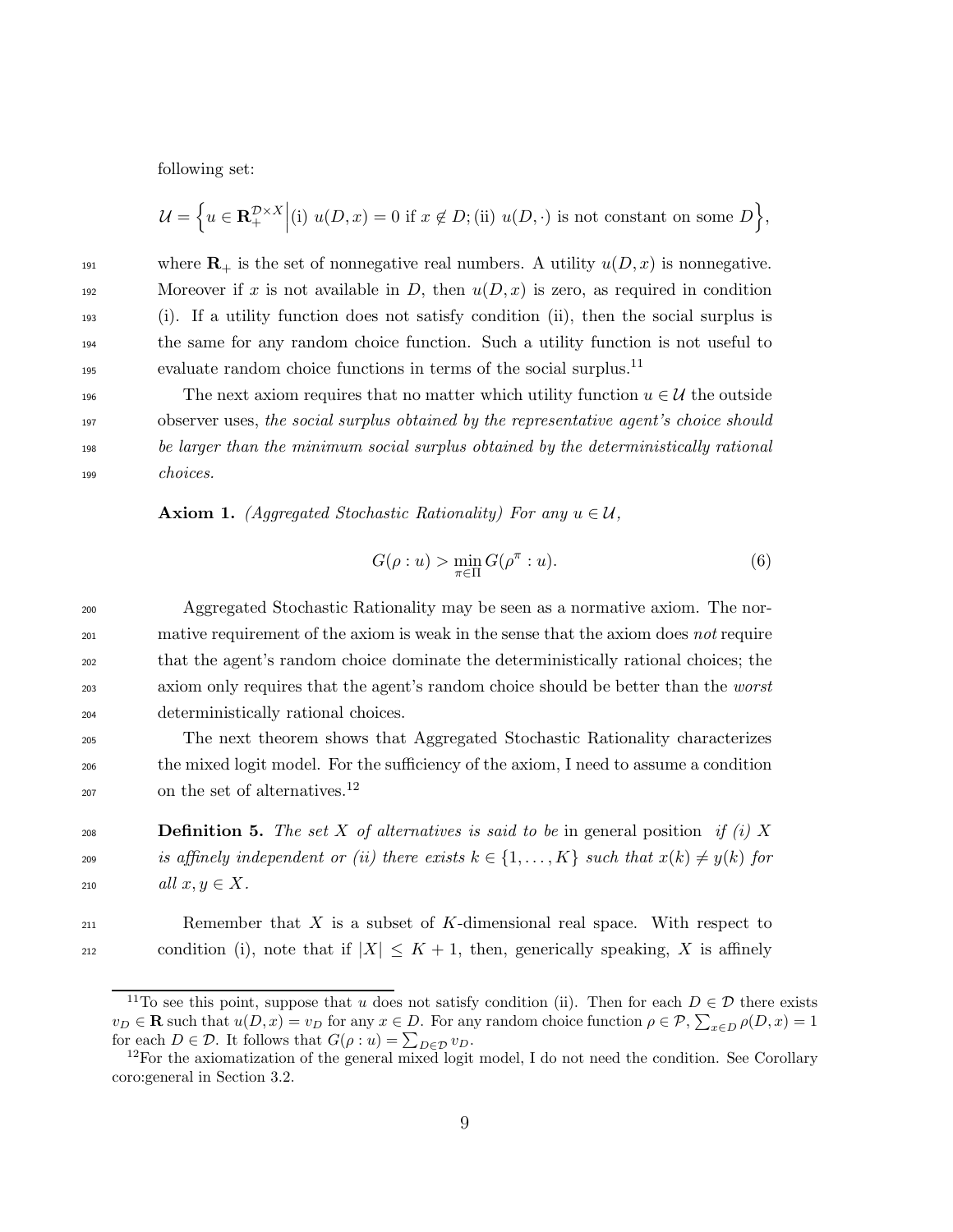following set:

$$\mathcal{U} = \Big\{ u \in \mathbf{R}_+^{\mathcal{D}\times X} \Big| \text{(i) } u(D,x) = 0 \text{ if } x \notin D; \text{(ii) } u(D,\cdot) \text{ is not constant on some } D \Big\},$$

where $\mathbf{R}_+$ is the set of nonnegative real numbers. A utility $u(D, x)$ is nonnegative. Moreover if $x$ is not available in $D$, then $u(D, x)$ is zero, as required in condition (i). If a utility function does not satisfy condition (ii), then the social surplus is the same for any random choice function. Such a utility function is not useful to evaluate random choice functions in terms of the social surplus.[11]

The next axiom requires that no matter which utility function $u \in \mathcal{U}$ the outside observer uses, *the social surplus obtained by the representative agent's choice should be larger than the minimum social surplus obtained by the deterministically rational choices.*

**Axiom 1.** *(Aggregated Stochastic Rationality) For any $u \in \mathcal{U}$,*

$$G(\rho : u) > \min_{\pi\in\Pi} G(\rho^\pi : u). \tag{6}$$

Aggregated Stochastic Rationality may be seen as a normative axiom. The normative requirement of the axiom is weak in the sense that the axiom does *not* require that the agent's random choice dominate the deterministically rational choices; the axiom only requires that the agent's random choice should be better than the *worst* deterministically rational choices.

The next theorem shows that Aggregated Stochastic Rationality characterizes the mixed logit model. For the sufficiency of the axiom, I need to assume a condition on the set of alternatives.[12]

**Definition 5.** *The set $X$ of alternatives is said to be* in general position *if (i) $X$ is affinely independent or (ii) there exists $k \in \{1, \ldots, K\}$ such that $x(k) \neq y(k)$ for all $x, y \in X$.*

Remember that $X$ is a subset of $K$-dimensional real space. With respect to condition (i), note that if $|X| \leq K + 1$, then, generically speaking, $X$ is affinely

[11] To see this point, suppose that $u$ does not satisfy condition (ii). Then for each $D \in \mathcal{D}$ there exists $v_D \in \mathbf{R}$ such that $u(D, x) = v_D$ for any $x \in D$. For any random choice function $\rho \in \mathcal{P}$, $\sum_{x\in D} \rho(D, x) = 1$ for each $D \in \mathcal{D}$. It follows that $G(\rho : u) = \sum_{D\in\mathcal{D}} v_D$.

[12] For the axiomatization of the general mixed logit model, I do not need the condition. See Corollary coro:general in Section 3.2.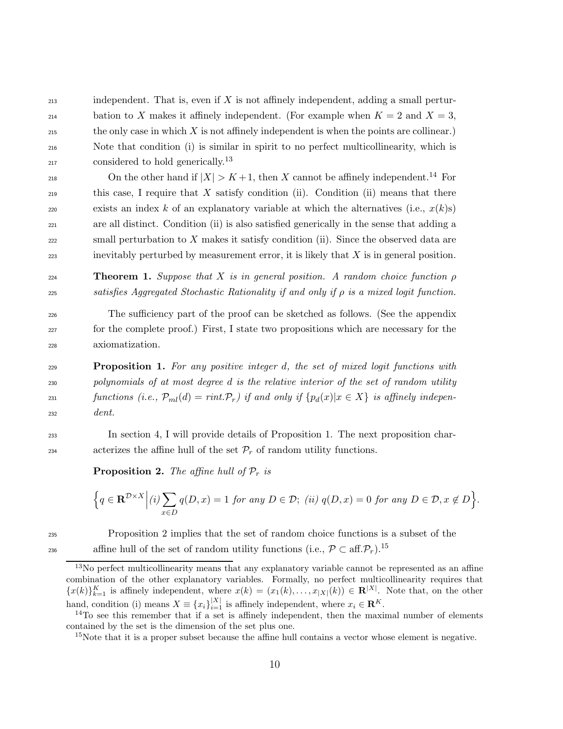independent. That is, even if $X$ is not affinely independent, adding a small perturbation to $X$ makes it affinely independent. (For example when $K = 2$ and $X = 3$, the only case in which $X$ is not affinely independent is when the points are collinear.) Note that condition (i) is similar in spirit to no perfect multicollinearity, which is considered to hold generically.[13]

On the other hand if $|X| > K+1$, then $X$ cannot be affinely independent.[14] For this case, I require that $X$ satisfy condition (ii). Condition (ii) means that there exists an index $k$ of an explanatory variable at which the alternatives (i.e., $x(k)$s) are all distinct. Condition (ii) is also satisfied generically in the sense that adding a small perturbation to $X$ makes it satisfy condition (ii). Since the observed data are inevitably perturbed by measurement error, it is likely that $X$ is in general position.

**Theorem 1.** *Suppose that $X$ is in general position. A random choice function $\rho$ satisfies Aggregated Stochastic Rationality if and only if $\rho$ is a mixed logit function.*

The sufficiency part of the proof can be sketched as follows. (See the appendix for the complete proof.) First, I state two propositions which are necessary for the axiomatization.

**Proposition 1.** *For any positive integer $d$, the set of mixed logit functions with polynomials of at most degree $d$ is the relative interior of the set of random utility functions (i.e., $\mathcal{P}_{ml}(d) = rint.\mathcal{P}_r$) if and only if $\{p_d(x)|x \in X\}$ is affinely independent.*

In section 4, I will provide details of Proposition 1. The next proposition characterizes the affine hull of the set $\mathcal{P}_r$ of random utility functions.

**Proposition 2.** *The affine hull of $\mathcal{P}_r$ is*

$$\Big\{q \in \mathbf{R}^{\mathcal{D}\times X}\Big|(i)\sum_{x\in D} q(D,x) = 1 \text{ for any } D \in \mathcal{D};\ (ii)\ q(D,x) = 0 \text{ for any } D \in \mathcal{D}, x \notin D\Big\}.$$

Proposition 2 implies that the set of random choice functions is a subset of the affine hull of the set of random utility functions (i.e., $\mathcal{P} \subset \text{aff.}\mathcal{P}_r$).[15]

---

[13] No perfect multicollinearity means that any explanatory variable cannot be represented as an affine combination of the other explanatory variables. Formally, no perfect multicollinearity requires that $\{x(k)\}_{k=1}^K$ is affinely independent, where $x(k) = (x_1(k), \ldots, x_{|X|}(k)) \in \mathbf{R}^{|X|}$. Note that, on the other hand, condition (i) means $X \equiv \{x_i\}_{i=1}^{|X|}$ is affinely independent, where $x_i \in \mathbf{R}^K$.

[14] To see this remember that if a set is affinely independent, then the maximal number of elements contained by the set is the dimension of the set plus one.

[15] Note that it is a proper subset because the affine hull contains a vector whose element is negative.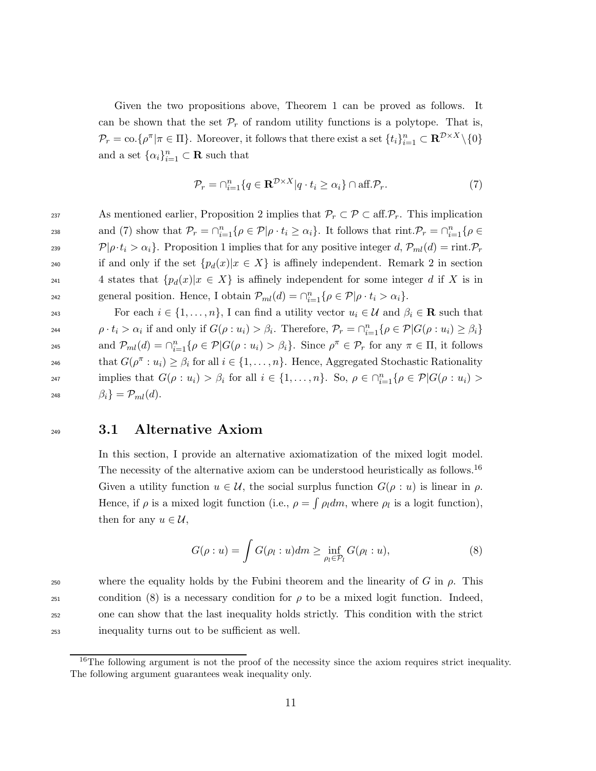Given the two propositions above, Theorem 1 can be proved as follows. It can be shown that the set $\mathcal{P}_r$ of random utility functions is a polytope. That is, $\mathcal{P}_r = \text{co.}\{\rho^\pi | \pi \in \Pi\}$. Moreover, it follows that there exist a set $\{t_i\}_{i=1}^n \subset \mathbf{R}^{\mathcal{D}\times X}\backslash\{0\}$ and a set $\{\alpha_i\}_{i=1}^n \subset \mathbf{R}$ such that

$$\mathcal{P}_r = \cap_{i=1}^n \{q \in \mathbf{R}^{\mathcal{D}\times X} | q \cdot t_i \geq \alpha_i\} \cap \text{aff.}\mathcal{P}_r. \tag{7}$$

As mentioned earlier, Proposition 2 implies that $\mathcal{P}_r \subset \mathcal{P} \subset \text{aff.}\mathcal{P}_r$. This implication and (7) show that $\mathcal{P}_r = \cap_{i=1}^n \{\rho \in \mathcal{P} | \rho \cdot t_i \geq \alpha_i\}$. It follows that $\text{rint.}\mathcal{P}_r = \cap_{i=1}^n \{\rho \in \mathcal{P} | \rho \cdot t_i > \alpha_i\}$. Proposition 1 implies that for any positive integer $d$, $\mathcal{P}_{ml}(d) = \text{rint.}\mathcal{P}_r$ if and only if the set $\{p_d(x) | x \in X\}$ is affinely independent. Remark 2 in section 4 states that $\{p_d(x) | x \in X\}$ is affinely independent for some integer $d$ if $X$ is in general position. Hence, I obtain $\mathcal{P}_{ml}(d) = \cap_{i=1}^n \{\rho \in \mathcal{P} | \rho \cdot t_i > \alpha_i\}$.

For each $i \in \{1, \ldots, n\}$, I can find a utility vector $u_i \in \mathcal{U}$ and $\beta_i \in \mathbf{R}$ such that $\rho \cdot t_i > \alpha_i$ if and only if $G(\rho : u_i) > \beta_i$. Therefore, $\mathcal{P}_r = \cap_{i=1}^n \{\rho \in \mathcal{P} | G(\rho : u_i) \geq \beta_i\}$ and $\mathcal{P}_{ml}(d) = \cap_{i=1}^n \{\rho \in \mathcal{P} | G(\rho : u_i) > \beta_i\}$. Since $\rho^\pi \in \mathcal{P}_r$ for any $\pi \in \Pi$, it follows that $G(\rho^\pi : u_i) \geq \beta_i$ for all $i \in \{1, \ldots, n\}$. Hence, Aggregated Stochastic Rationality implies that $G(\rho : u_i) > \beta_i$ for all $i \in \{1, \ldots, n\}$. So, $\rho \in \cap_{i=1}^n \{\rho \in \mathcal{P} | G(\rho : u_i) > \beta_i\} = \mathcal{P}_{ml}(d)$.

## 3.1 Alternative Axiom

In this section, I provide an alternative axiomatization of the mixed logit model. The necessity of the alternative axiom can be understood heuristically as follows.[16] Given a utility function $u \in \mathcal{U}$, the social surplus function $G(\rho : u)$ is linear in $\rho$. Hence, if $\rho$ is a mixed logit function (i.e., $\rho = \int \rho_l dm$, where $\rho_l$ is a logit function), then for any $u \in \mathcal{U}$,

$$G(\rho : u) = \int G(\rho_l : u) dm \geq \inf_{\rho_l \in \mathcal{P}_l} G(\rho_l : u), \tag{8}$$

where the equality holds by the Fubini theorem and the linearity of $G$ in $\rho$. This condition (8) is a necessary condition for $\rho$ to be a mixed logit function. Indeed, one can show that the last inequality holds strictly. This condition with the strict inequality turns out to be sufficient as well.

[16] The following argument is not the proof of the necessity since the axiom requires strict inequality. The following argument guarantees weak inequality only.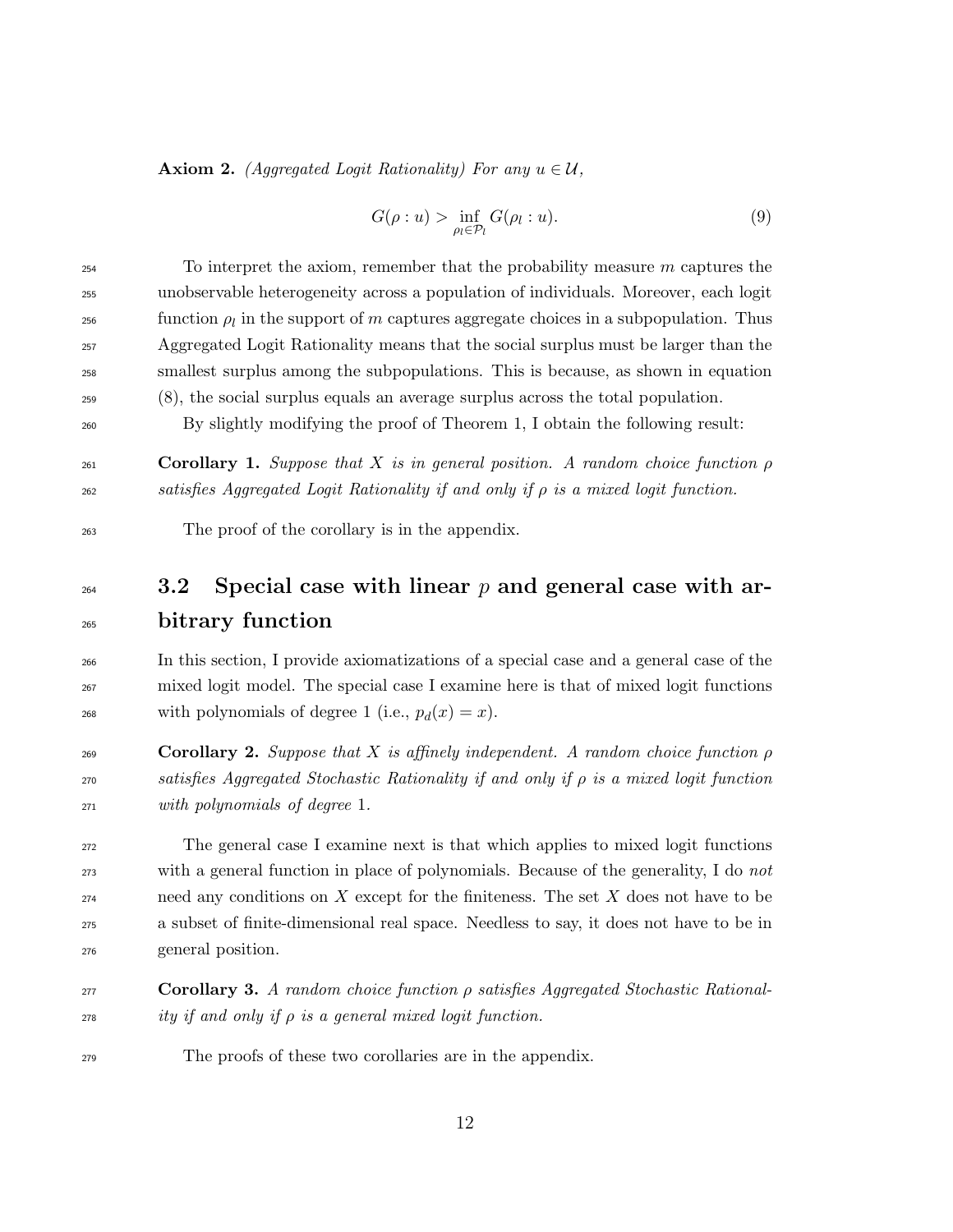**Axiom 2.** *(Aggregated Logit Rationality) For any $u \in \mathcal{U}$,*

$$G(\rho : u) > \inf_{\rho_l \in \mathcal{P}_l} G(\rho_l : u). \tag{9}$$

To interpret the axiom, remember that the probability measure $m$ captures the unobservable heterogeneity across a population of individuals. Moreover, each logit function $\rho_l$ in the support of $m$ captures aggregate choices in a subpopulation. Thus Aggregated Logit Rationality means that the social surplus must be larger than the smallest surplus among the subpopulations. This is because, as shown in equation (8), the social surplus equals an average surplus across the total population.

By slightly modifying the proof of Theorem 1, I obtain the following result:

**Corollary 1.** *Suppose that $X$ is in general position. A random choice function $\rho$ satisfies Aggregated Logit Rationality if and only if $\rho$ is a mixed logit function.*

The proof of the corollary is in the appendix.

## 3.2 Special case with linear $p$ and general case with arbitrary function

In this section, I provide axiomatizations of a special case and a general case of the mixed logit model. The special case I examine here is that of mixed logit functions with polynomials of degree 1 (i.e., $p_d(x) = x$).

**Corollary 2.** *Suppose that $X$ is affinely independent. A random choice function $\rho$ satisfies Aggregated Stochastic Rationality if and only if $\rho$ is a mixed logit function with polynomials of degree* 1*.*

The general case I examine next is that which applies to mixed logit functions with a general function in place of polynomials. Because of the generality, I do *not* need any conditions on $X$ except for the finiteness. The set $X$ does not have to be a subset of finite-dimensional real space. Needless to say, it does not have to be in general position.

**Corollary 3.** *A random choice function $\rho$ satisfies Aggregated Stochastic Rationality if and only if $\rho$ is a general mixed logit function.*

The proofs of these two corollaries are in the appendix.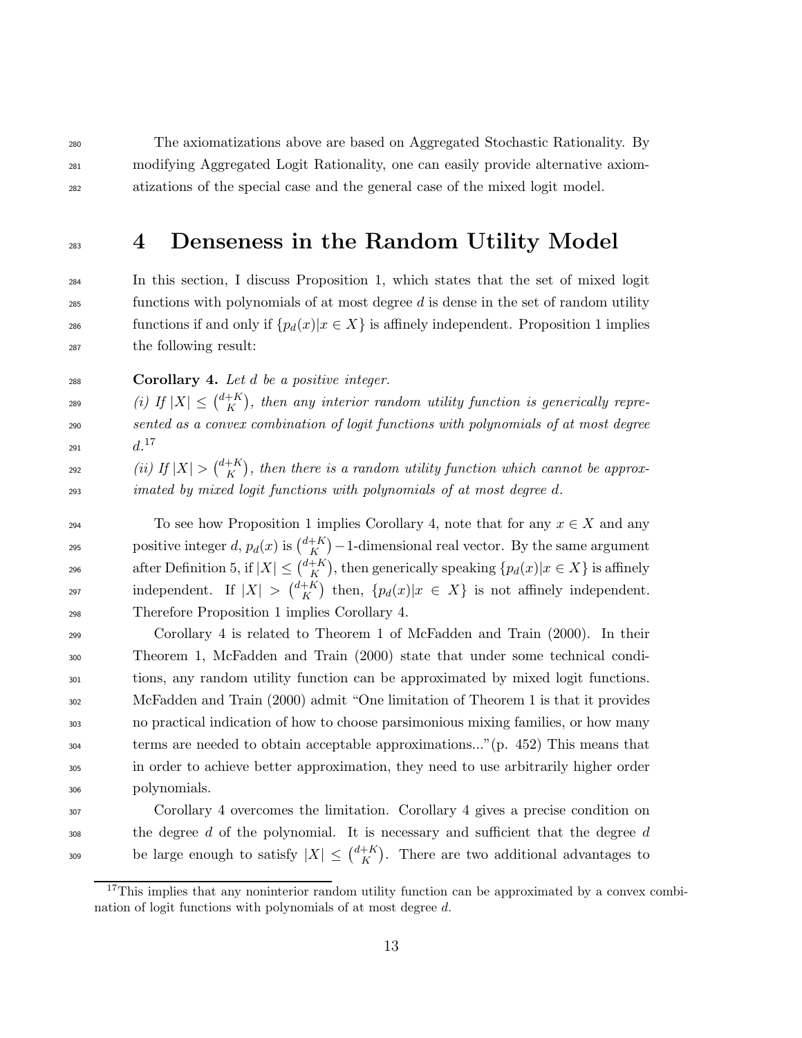The axiomatizations above are based on Aggregated Stochastic Rationality. By modifying Aggregated Logit Rationality, one can easily provide alternative axiomatizations of the special case and the general case of the mixed logit model.

# 4 Denseness in the Random Utility Model

In this section, I discuss Proposition 1, which states that the set of mixed logit functions with polynomials of at most degree $d$ is dense in the set of random utility functions if and only if $\{p_d(x)|x \in X\}$ is affinely independent. Proposition 1 implies the following result:

**Corollary 4.** *Let $d$ be a positive integer.*

*(i) If $|X| \leq \binom{d+K}{K}$, then any interior random utility function is generically represented as a convex combination of logit functions with polynomials of at most degree $d$.*[17]

*(ii) If $|X| > \binom{d+K}{K}$, then there is a random utility function which cannot be approximated by mixed logit functions with polynomials of at most degree $d$.*

To see how Proposition 1 implies Corollary 4, note that for any $x \in X$ and any positive integer $d$, $p_d(x)$ is $\binom{d+K}{K}-1$-dimensional real vector. By the same argument after Definition 5, if $|X| \leq \binom{d+K}{K}$, then generically speaking $\{p_d(x)|x \in X\}$ is affinely independent. If $|X| > \binom{d+K}{K}$ then, $\{p_d(x)|x \in X\}$ is not affinely independent. Therefore Proposition 1 implies Corollary 4.

Corollary 4 is related to Theorem 1 of McFadden and Train (2000). In their Theorem 1, McFadden and Train (2000) state that under some technical conditions, any random utility function can be approximated by mixed logit functions. McFadden and Train (2000) admit "One limitation of Theorem 1 is that it provides no practical indication of how to choose parsimonious mixing families, or how many terms are needed to obtain acceptable approximations..."(p. 452) This means that in order to achieve better approximation, they need to use arbitrarily higher order polynomials.

Corollary 4 overcomes the limitation. Corollary 4 gives a precise condition on the degree $d$ of the polynomial. It is necessary and sufficient that the degree $d$ be large enough to satisfy $|X| \leq \binom{d+K}{K}$. There are two additional advantages to

[17] This implies that any noninterior random utility function can be approximated by a convex combination of logit functions with polynomials of at most degree $d$.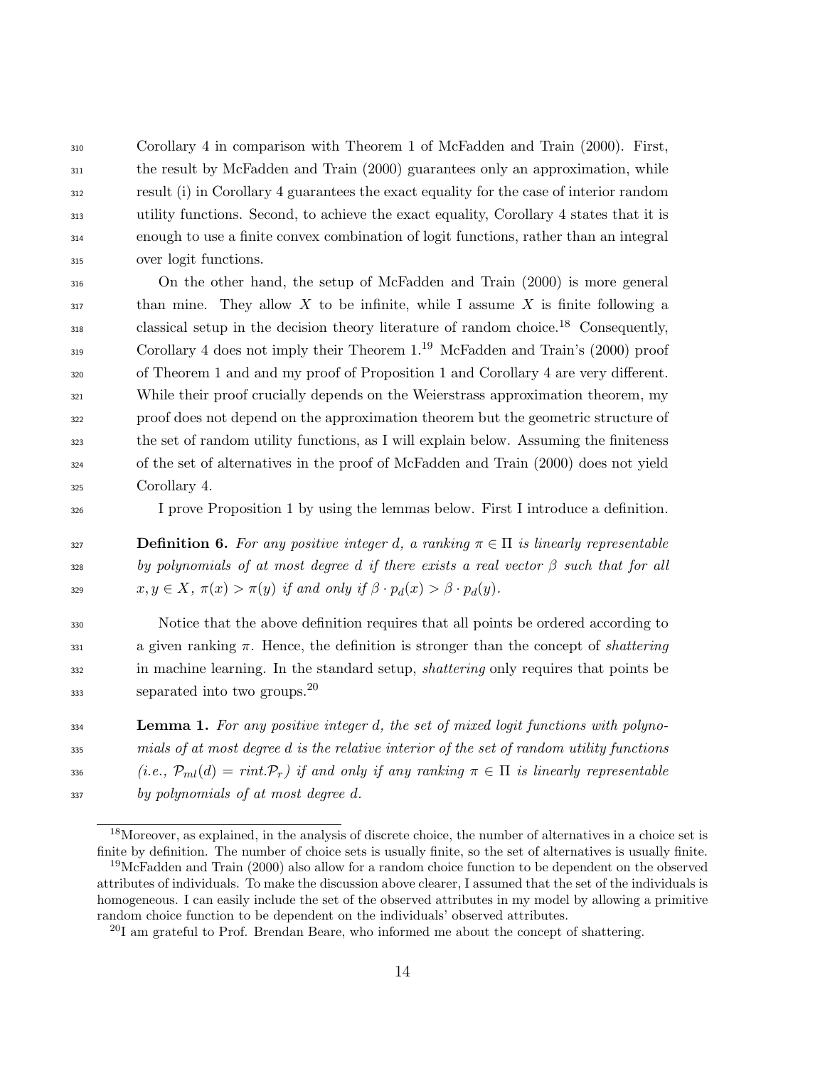Corollary 4 in comparison with Theorem 1 of McFadden and Train (2000). First, the result by McFadden and Train (2000) guarantees only an approximation, while result (i) in Corollary 4 guarantees the exact equality for the case of interior random utility functions. Second, to achieve the exact equality, Corollary 4 states that it is enough to use a finite convex combination of logit functions, rather than an integral over logit functions.

On the other hand, the setup of McFadden and Train (2000) is more general than mine. They allow $X$ to be infinite, while I assume $X$ is finite following a classical setup in the decision theory literature of random choice.[18] Consequently, Corollary 4 does not imply their Theorem 1.[19] McFadden and Train's (2000) proof of Theorem 1 and and my proof of Proposition 1 and Corollary 4 are very different. While their proof crucially depends on the Weierstrass approximation theorem, my proof does not depend on the approximation theorem but the geometric structure of the set of random utility functions, as I will explain below. Assuming the finiteness of the set of alternatives in the proof of McFadden and Train (2000) does not yield Corollary 4.

I prove Proposition 1 by using the lemmas below. First I introduce a definition.

**Definition 6.** *For any positive integer $d$, a ranking $\pi \in \Pi$ is linearly representable by polynomials of at most degree $d$ if there exists a real vector $\beta$ such that for all $x, y \in X$, $\pi(x) > \pi(y)$ if and only if $\beta \cdot p_d(x) > \beta \cdot p_d(y)$.*

Notice that the above definition requires that all points be ordered according to a given ranking $\pi$. Hence, the definition is stronger than the concept of *shattering* in machine learning. In the standard setup, *shattering* only requires that points be separated into two groups.[20]

**Lemma 1.** *For any positive integer $d$, the set of mixed logit functions with polynomials of at most degree $d$ is the relative interior of the set of random utility functions (i.e., $\mathcal{P}_{ml}(d) = rint.\mathcal{P}_r$) if and only if any ranking $\pi \in \Pi$ is linearly representable by polynomials of at most degree $d$.*

---

[18]Moreover, as explained, in the analysis of discrete choice, the number of alternatives in a choice set is finite by definition. The number of choice sets is usually finite, so the set of alternatives is usually finite.

[19]McFadden and Train (2000) also allow for a random choice function to be dependent on the observed attributes of individuals. To make the discussion above clearer, I assumed that the set of the individuals is homogeneous. I can easily include the set of the observed attributes in my model by allowing a primitive random choice function to be dependent on the individuals' observed attributes.

[20]I am grateful to Prof. Brendan Beare, who informed me about the concept of shattering.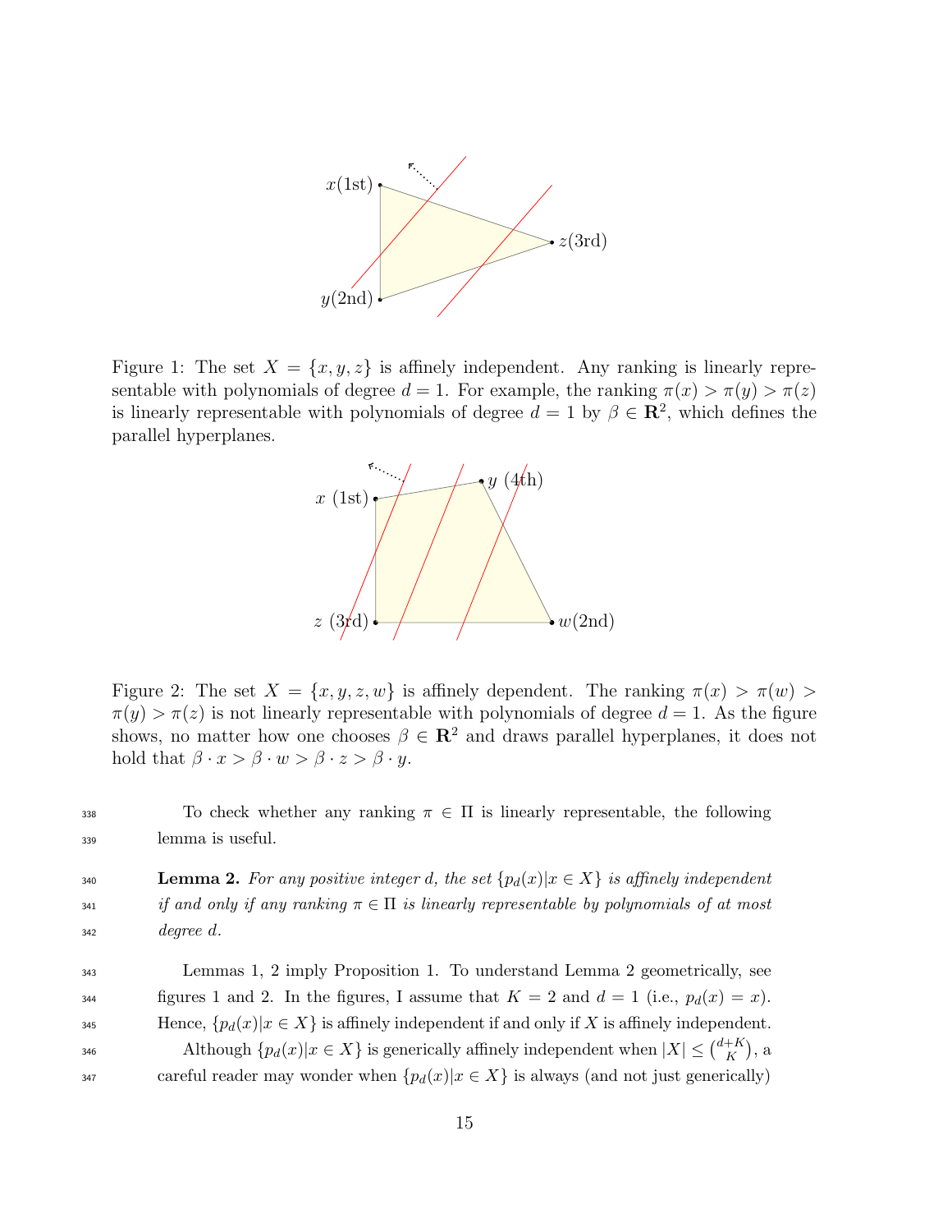Figure 1: The set $X = \{x, y, z\}$ is affinely independent. Any ranking is linearly representable with polynomials of degree $d = 1$. For example, the ranking $\pi(x) > \pi(y) > \pi(z)$ is linearly representable with polynomials of degree $d = 1$ by $\beta \in \mathbf{R}^2$, which defines the parallel hyperplanes.

Figure 2: The set $X = \{x, y, z, w\}$ is affinely dependent. The ranking $\pi(x) > \pi(w) > \pi(y) > \pi(z)$ is not linearly representable with polynomials of degree $d = 1$. As the figure shows, no matter how one chooses $\beta \in \mathbf{R}^2$ and draws parallel hyperplanes, it does not hold that $\beta \cdot x > \beta \cdot w > \beta \cdot z > \beta \cdot y$.

To check whether any ranking $\pi \in \Pi$ is linearly representable, the following lemma is useful.

**Lemma 2.** *For any positive integer $d$, the set $\{p_d(x)|x \in X\}$ is affinely independent if and only if any ranking $\pi \in \Pi$ is linearly representable by polynomials of at most degree $d$.*

Lemmas 1, 2 imply Proposition 1. To understand Lemma 2 geometrically, see figures 1 and 2. In the figures, I assume that $K = 2$ and $d = 1$ (i.e., $p_d(x) = x$). Hence, $\{p_d(x)|x \in X\}$ is affinely independent if and only if $X$ is affinely independent.

Although $\{p_d(x)|x \in X\}$ is generically affinely independent when $|X| \leq \binom{d+K}{K}$, a careful reader may wonder when $\{p_d(x)|x \in X\}$ is always (and not just generically)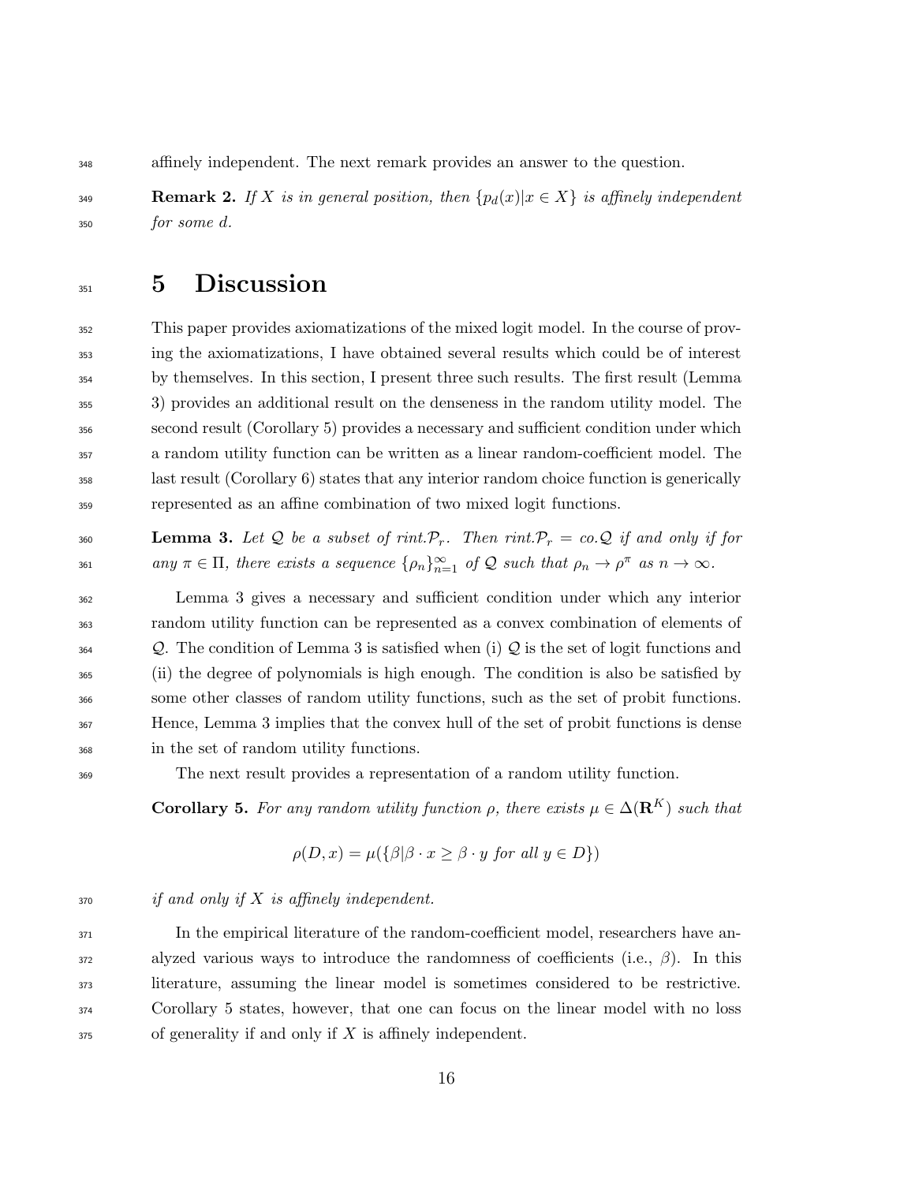affinely independent. The next remark provides an answer to the question.

**Remark 2.** *If $X$ is in general position, then $\{p_d(x)|x \in X\}$ is affinely independent for some $d$.*

# 5 Discussion

This paper provides axiomatizations of the mixed logit model. In the course of proving the axiomatizations, I have obtained several results which could be of interest by themselves. In this section, I present three such results. The first result (Lemma 3) provides an additional result on the denseness in the random utility model. The second result (Corollary 5) provides a necessary and sufficient condition under which a random utility function can be written as a linear random-coefficient model. The last result (Corollary 6) states that any interior random choice function is generically represented as an affine combination of two mixed logit functions.

**Lemma 3.** *Let $\mathcal{Q}$ be a subset of $rint.\mathcal{P}_r$. Then $rint.\mathcal{P}_r = co.\mathcal{Q}$ if and only if for any $\pi \in \Pi$, there exists a sequence $\{\rho_n\}_{n=1}^{\infty}$ of $\mathcal{Q}$ such that $\rho_n \to \rho^{\pi}$ as $n \to \infty$.*

Lemma 3 gives a necessary and sufficient condition under which any interior random utility function can be represented as a convex combination of elements of $\mathcal{Q}$. The condition of Lemma 3 is satisfied when (i) $\mathcal{Q}$ is the set of logit functions and (ii) the degree of polynomials is high enough. The condition is also be satisfied by some other classes of random utility functions, such as the set of probit functions. Hence, Lemma 3 implies that the convex hull of the set of probit functions is dense in the set of random utility functions.

The next result provides a representation of a random utility function.

**Corollary 5.** *For any random utility function $\rho$, there exists $\mu \in \Delta(\mathbf{R}^K)$ such that*

$$\rho(D, x) = \mu(\{\beta|\beta \cdot x \geq \beta \cdot y \text{ for all } y \in D\})$$

*if and only if $X$ is affinely independent.*

In the empirical literature of the random-coefficient model, researchers have analyzed various ways to introduce the randomness of coefficients (i.e., $\beta$). In this literature, assuming the linear model is sometimes considered to be restrictive. Corollary 5 states, however, that one can focus on the linear model with no loss of generality if and only if $X$ is affinely independent.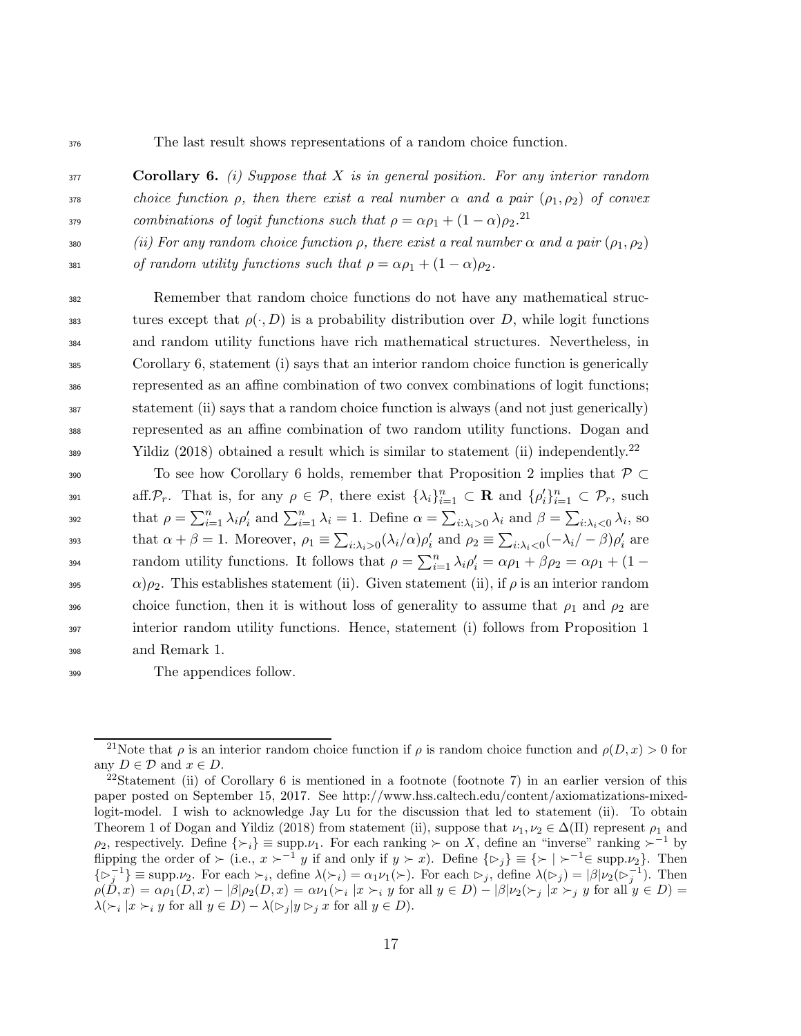The last result shows representations of a random choice function.

**Corollary 6.** *(i) Suppose that $X$ is in general position. For any interior random choice function $\rho$, then there exist a real number $\alpha$ and a pair $(\rho_1, \rho_2)$ of convex combinations of logit functions such that $\rho = \alpha\rho_1 + (1-\alpha)\rho_2$.*[21]

*(ii) For any random choice function $\rho$, there exist a real number $\alpha$ and a pair $(\rho_1, \rho_2)$ of random utility functions such that $\rho = \alpha\rho_1 + (1-\alpha)\rho_2$.*

Remember that random choice functions do not have any mathematical structures except that $\rho(\cdot, D)$ is a probability distribution over $D$, while logit functions and random utility functions have rich mathematical structures. Nevertheless, in Corollary 6, statement (i) says that an interior random choice function is generically represented as an affine combination of two convex combinations of logit functions; statement (ii) says that a random choice function is always (and not just generically) represented as an affine combination of two random utility functions. Dogan and Yildiz (2018) obtained a result which is similar to statement (ii) independently.[22]

To see how Corollary 6 holds, remember that Proposition 2 implies that $\mathcal{P} \subset \text{aff}.\mathcal{P}_r$. That is, for any $\rho \in \mathcal{P}$, there exist $\{\lambda_i\}_{i=1}^n \subset \mathbf{R}$ and $\{\rho'_i\}_{i=1}^n \subset \mathcal{P}_r$, such that $\rho = \sum_{i=1}^n \lambda_i \rho'_i$ and $\sum_{i=1}^n \lambda_i = 1$. Define $\alpha = \sum_{i:\lambda_i>0} \lambda_i$ and $\beta = \sum_{i:\lambda_i<0} \lambda_i$, so that $\alpha + \beta = 1$. Moreover, $\rho_1 \equiv \sum_{i:\lambda_i>0}(\lambda_i/\alpha)\rho'_i$ and $\rho_2 \equiv \sum_{i:\lambda_i<0}(-\lambda_i/-\beta)\rho'_i$ are random utility functions. It follows that $\rho = \sum_{i=1}^n \lambda_i \rho'_i = \alpha\rho_1 + \beta\rho_2 = \alpha\rho_1 + (1-\alpha)\rho_2$. This establishes statement (ii). Given statement (ii), if $\rho$ is an interior random choice function, then it is without loss of generality to assume that $\rho_1$ and $\rho_2$ are interior random utility functions. Hence, statement (i) follows from Proposition 1 and Remark 1.

The appendices follow.

---

[21] Note that $\rho$ is an interior random choice function if $\rho$ is random choice function and $\rho(D, x) > 0$ for any $D \in \mathcal{D}$ and $x \in D$.

[22] Statement (ii) of Corollary 6 is mentioned in a footnote (footnote 7) in an earlier version of this paper posted on September 15, 2017. See http://www.hss.caltech.edu/content/axiomatizations-mixed-logit-model. I wish to acknowledge Jay Lu for the discussion that led to statement (ii). To obtain Theorem 1 of Dogan and Yildiz (2018) from statement (ii), suppose that $\nu_1, \nu_2 \in \Delta(\Pi)$ represent $\rho_1$ and $\rho_2$, respectively. Define $\{\succ_i\} \equiv \text{supp}.\nu_1$. For each ranking $\succ$ on $X$, define an "inverse" ranking $\succ^{-1}$ by flipping the order of $\succ$ (i.e., $x \succ^{-1} y$ if and only if $y \succ x$). Define $\{\rhd_j\} \equiv \{\succ \mid \succ^{-1} \in \text{supp}.\nu_2\}$. Then $\{\rhd_j^{-1}\} \equiv \text{supp}.\nu_2$. For each $\succ_i$, define $\lambda(\succ_i) = \alpha_1\nu_1(\succ)$. For each $\rhd_j$, define $\lambda(\rhd_j) = |\beta|\nu_2(\rhd_j^{-1})$. Then $\rho(D, x) = \alpha\rho_1(D, x) - |\beta|\rho_2(D, x) = \alpha\nu_1(\succ_i |x \succ_i y \text{ for all } y \in D) - |\beta|\nu_2(\succ_j |x \succ_j y \text{ for all } y \in D) = \lambda(\succ_i |x \succ_i y \text{ for all } y \in D) - \lambda(\rhd_j|y \rhd_j x \text{ for all } y \in D)$.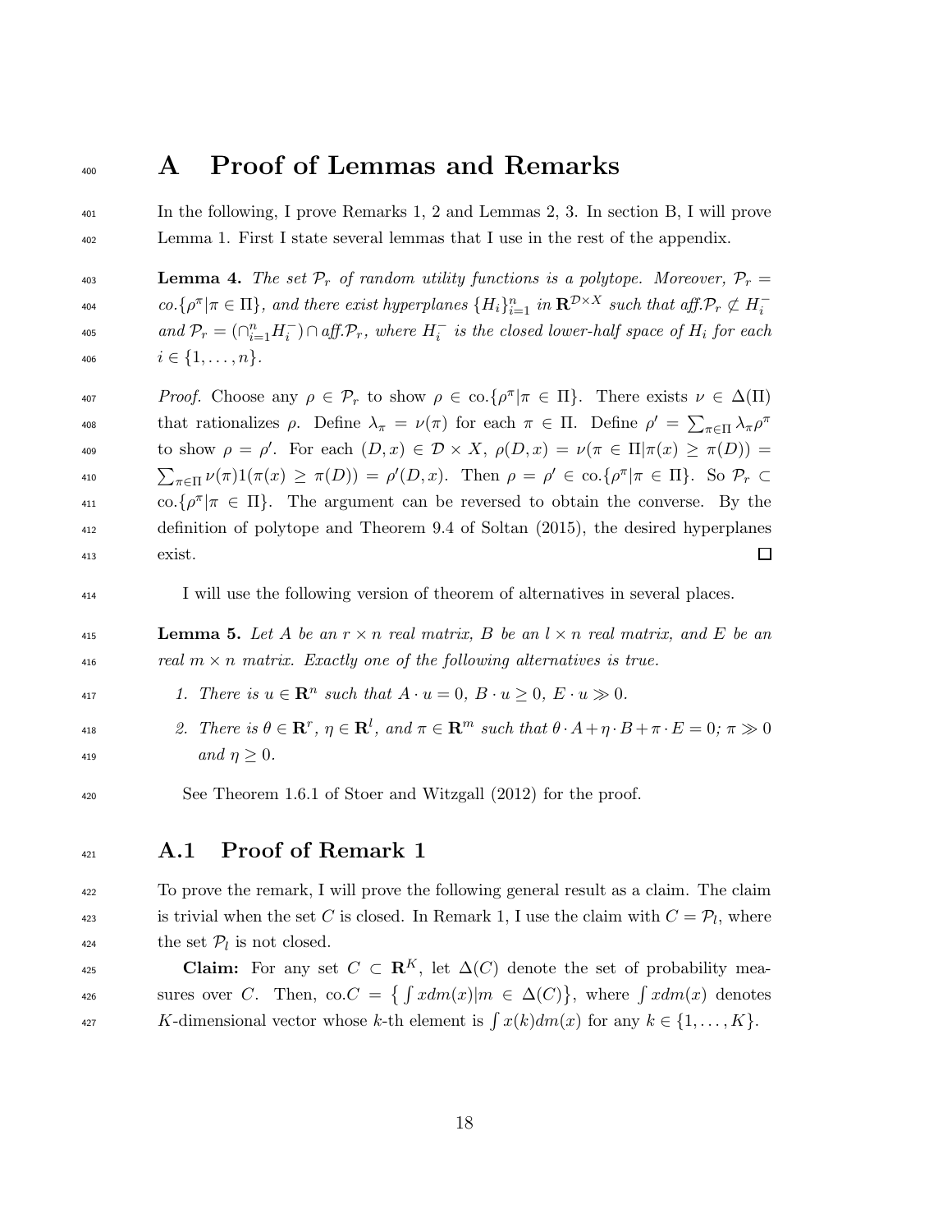# A Proof of Lemmas and Remarks

In the following, I prove Remarks 1, 2 and Lemmas 2, 3. In section B, I will prove Lemma 1. First I state several lemmas that I use in the rest of the appendix.

**Lemma 4.** *The set $\mathcal{P}_r$ of random utility functions is a polytope. Moreover, $\mathcal{P}_r = co.\{\rho^\pi | \pi \in \Pi\}$, and there exist hyperplanes $\{H_i\}_{i=1}^n$ in $\mathbf{R}^{\mathcal{D}\times X}$ such that $aff.\mathcal{P}_r \not\subset H_i^-$ and $\mathcal{P}_r = (\cap_{i=1}^n H_i^-) \cap aff.\mathcal{P}_r$, where $H_i^-$ is the closed lower-half space of $H_i$ for each $i \in \{1, \ldots, n\}$.*

*Proof.* Choose any $\rho \in \mathcal{P}_r$ to show $\rho \in \text{co.}\{\rho^\pi | \pi \in \Pi\}$. There exists $\nu \in \Delta(\Pi)$ that rationalizes $\rho$. Define $\lambda_\pi = \nu(\pi)$ for each $\pi \in \Pi$. Define $\rho' = \sum_{\pi\in\Pi} \lambda_\pi \rho^\pi$ to show $\rho = \rho'$. For each $(D, x) \in \mathcal{D} \times X$, $\rho(D, x) = \nu(\pi \in \Pi | \pi(x) \geq \pi(D)) = \sum_{\pi\in\Pi} \nu(\pi) 1(\pi(x) \geq \pi(D)) = \rho'(D, x)$. Then $\rho = \rho' \in \text{co.}\{\rho^\pi | \pi \in \Pi\}$. So $\mathcal{P}_r \subset \text{co.}\{\rho^\pi | \pi \in \Pi\}$. The argument can be reversed to obtain the converse. By the definition of polytope and Theorem 9.4 of Soltan (2015), the desired hyperplanes exist. □

I will use the following version of theorem of alternatives in several places.

**Lemma 5.** *Let $A$ be an $r \times n$ real matrix, $B$ be an $l \times n$ real matrix, and $E$ be an real $m \times n$ matrix. Exactly one of the following alternatives is true.*

1. *There is $u \in \mathbf{R}^n$ such that $A \cdot u = 0$, $B \cdot u \geq 0$, $E \cdot u \gg 0$.*
2. *There is $\theta \in \mathbf{R}^r$, $\eta \in \mathbf{R}^l$, and $\pi \in \mathbf{R}^m$ such that $\theta \cdot A + \eta \cdot B + \pi \cdot E = 0$; $\pi \gg 0$ and $\eta \geq 0$.*

See Theorem 1.6.1 of Stoer and Witzgall (2012) for the proof.

## A.1 Proof of Remark 1

To prove the remark, I will prove the following general result as a claim. The claim is trivial when the set $C$ is closed. In Remark 1, I use the claim with $C = \mathcal{P}_l$, where the set $\mathcal{P}_l$ is not closed.

**Claim:** For any set $C \subset \mathbf{R}^K$, let $\Delta(C)$ denote the set of probability measures over $C$. Then, $\text{co.}C = \left\{ \int x dm(x) | m \in \Delta(C) \right\}$, where $\int x dm(x)$ denotes $K$-dimensional vector whose $k$-th element is $\int x(k) dm(x)$ for any $k \in \{1, \ldots, K\}$.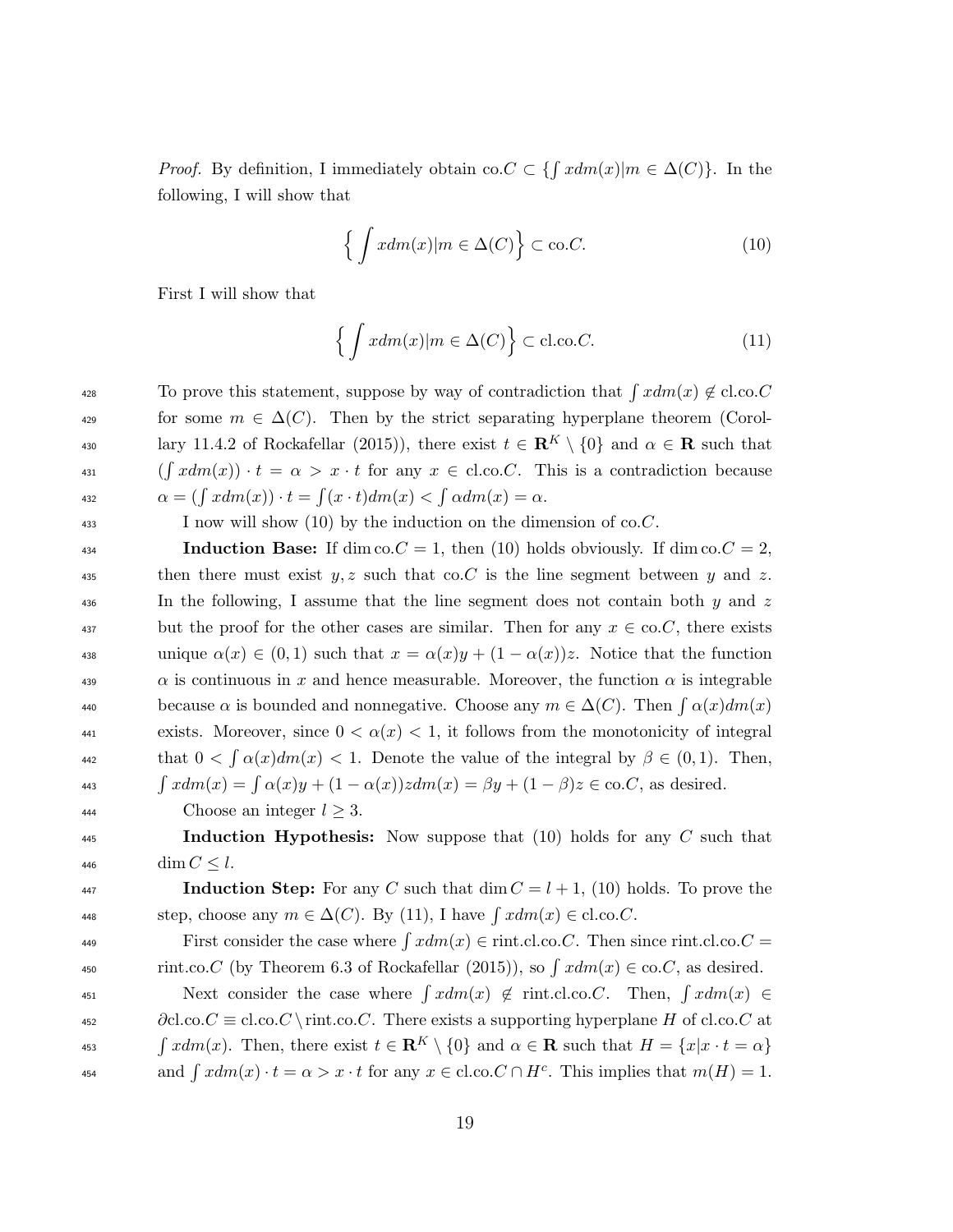*Proof.* By definition, I immediately obtain $\text{co}.C \subset \{\int xdm(x)|m \in \Delta(C)\}$. In the following, I will show that

$$\left\{ \int xdm(x)|m \in \Delta(C) \right\} \subset \text{co}.C. \tag{10}$$

First I will show that

$$\left\{ \int xdm(x)|m \in \Delta(C) \right\} \subset \text{cl.co}.C. \tag{11}$$

To prove this statement, suppose by way of contradiction that $\int xdm(x) \notin \text{cl.co}.C$ for some $m \in \Delta(C)$. Then by the strict separating hyperplane theorem (Corollary 11.4.2 of Rockafellar (2015)), there exist $t \in \mathbf{R}^K \setminus \{0\}$ and $\alpha \in \mathbf{R}$ such that $(\int xdm(x)) \cdot t = \alpha > x \cdot t$ for any $x \in \text{cl.co}.C$. This is a contradiction because $\alpha = (\int xdm(x)) \cdot t = \int (x \cdot t)dm(x) < \int \alpha dm(x) = \alpha$.

I now will show (10) by the induction on the dimension of $\text{co}.C$.

**Induction Base:** If $\dim \text{co}.C = 1$, then (10) holds obviously. If $\dim \text{co}.C = 2$, then there must exist $y, z$ such that $\text{co}.C$ is the line segment between $y$ and $z$. In the following, I assume that the line segment does not contain both $y$ and $z$ but the proof for the other cases are similar. Then for any $x \in \text{co}.C$, there exists unique $\alpha(x) \in (0, 1)$ such that $x = \alpha(x)y + (1 - \alpha(x))z$. Notice that the function $\alpha$ is continuous in $x$ and hence measurable. Moreover, the function $\alpha$ is integrable because $\alpha$ is bounded and nonnegative. Choose any $m \in \Delta(C)$. Then $\int \alpha(x)dm(x)$ exists. Moreover, since $0 < \alpha(x) < 1$, it follows from the monotonicity of integral that $0 < \int \alpha(x)dm(x) < 1$. Denote the value of the integral by $\beta \in (0, 1)$. Then, $\int xdm(x) = \int \alpha(x)y + (1 - \alpha(x))zdm(x) = \beta y + (1 - \beta)z \in \text{co}.C$, as desired.

Choose an integer $l \geq 3$.

**Induction Hypothesis:** Now suppose that (10) holds for any $C$ such that $\dim C \leq l$.

**Induction Step:** For any $C$ such that $\dim C = l + 1$, (10) holds. To prove the step, choose any $m \in \Delta(C)$. By (11), I have $\int xdm(x) \in \text{cl.co}.C$.

First consider the case where $\int xdm(x) \in \text{rint.cl.co}.C$. Then since $\text{rint.cl.co}.C = \text{rint.co}.C$ (by Theorem 6.3 of Rockafellar (2015)), so $\int xdm(x) \in \text{co}.C$, as desired.

Next consider the case where $\int xdm(x) \notin \text{rint.cl.co}.C$. Then, $\int xdm(x) \in \partial\text{cl.co}.C \equiv \text{cl.co}.C \setminus \text{rint.co}.C$. There exists a supporting hyperplane $H$ of $\text{cl.co}.C$ at $\int xdm(x)$. Then, there exist $t \in \mathbf{R}^K \setminus \{0\}$ and $\alpha \in \mathbf{R}$ such that $H = \{x|x \cdot t = \alpha\}$ and $\int xdm(x) \cdot t = \alpha > x \cdot t$ for any $x \in \text{cl.co}.C \cap H^c$. This implies that $m(H) = 1$.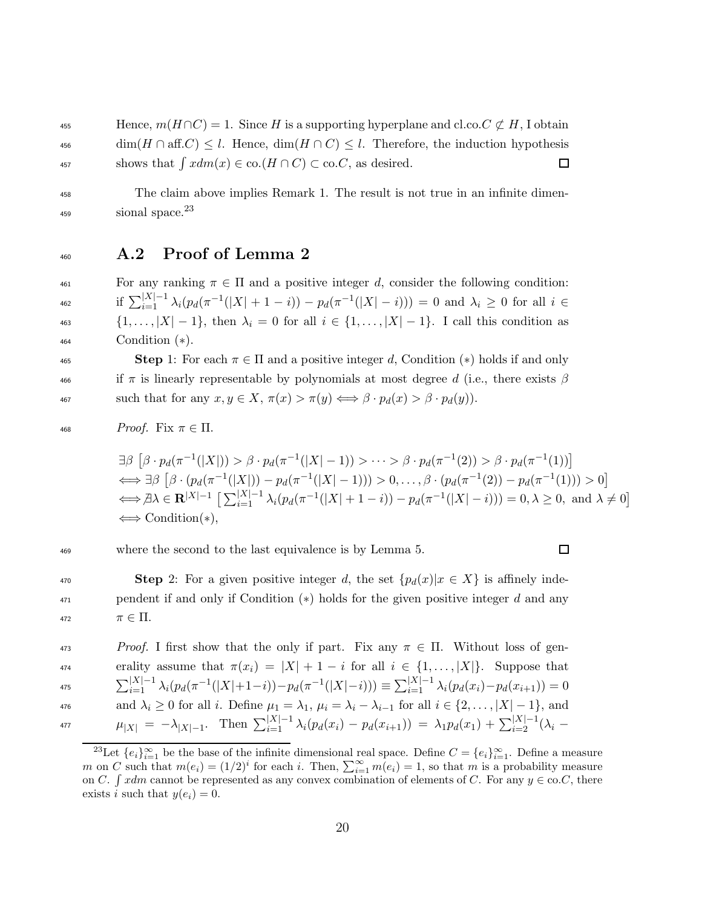Hence, $m(H \cap C) = 1$. Since $H$ is a supporting hyperplane and cl.co.$C \not\subset H$, I obtain $\dim(H \cap \text{aff.}C) \leq l$. Hence, $\dim(H \cap C) \leq l$. Therefore, the induction hypothesis shows that $\int x dm(x) \in \text{co.}(H \cap C) \subset \text{co.}C$, as desired. □

The claim above implies Remark 1. The result is not true in an infinite dimensional space.[23]

## A.2 Proof of Lemma 2

For any ranking $\pi \in \Pi$ and a positive integer $d$, consider the following condition: if $\sum_{i=1}^{|X|-1} \lambda_i (p_d(\pi^{-1}(|X|+1-i)) - p_d(\pi^{-1}(|X|-i))) = 0$ and $\lambda_i \geq 0$ for all $i \in \{1, \ldots, |X|-1\}$, then $\lambda_i = 0$ for all $i \in \{1, \ldots, |X|-1\}$. I call this condition as Condition $(*)$.

**Step** 1: For each $\pi \in \Pi$ and a positive integer $d$, Condition $(*)$ holds if and only if $\pi$ is linearly representable by polynomials at most degree $d$ (i.e., there exists $\beta$ such that for any $x, y \in X$, $\pi(x) > \pi(y) \Longleftrightarrow \beta \cdot p_d(x) > \beta \cdot p_d(y)$).

*Proof.* Fix $\pi \in \Pi$.

$$
\begin{aligned}
&\exists \beta \left[ \beta \cdot p_d(\pi^{-1}(|X|)) > \beta \cdot p_d(\pi^{-1}(|X|-1)) > \cdots > \beta \cdot p_d(\pi^{-1}(2)) > \beta \cdot p_d(\pi^{-1}(1)) \right] \\
&\Longleftrightarrow \exists \beta \left[ \beta \cdot (p_d(\pi^{-1}(|X|)) - p_d(\pi^{-1}(|X|-1))) > 0, \ldots, \beta \cdot (p_d(\pi^{-1}(2)) - p_d(\pi^{-1}(1))) > 0 \right] \\
&\Longleftrightarrow \nexists \lambda \in \mathbf{R}^{|X|-1} \left[ \textstyle\sum_{i=1}^{|X|-1} \lambda_i (p_d(\pi^{-1}(|X|+1-i)) - p_d(\pi^{-1}(|X|-i))) = 0, \lambda \geq 0, \text{ and } \lambda \neq 0 \right] \\
&\Longleftrightarrow \text{Condition}(*),
\end{aligned}
$$

where the second to the last equivalence is by Lemma 5. □

**Step** 2: For a given positive integer $d$, the set $\{p_d(x) | x \in X\}$ is affinely independent if and only if Condition $(*)$ holds for the given positive integer $d$ and any $\pi \in \Pi$.

*Proof.* I first show that the only if part. Fix any $\pi \in \Pi$. Without loss of generality assume that $\pi(x_i) = |X| + 1 - i$ for all $i \in \{1, \ldots, |X|\}$. Suppose that $\sum_{i=1}^{|X|-1} \lambda_i (p_d(\pi^{-1}(|X|+1-i)) - p_d(\pi^{-1}(|X|-i))) \equiv \sum_{i=1}^{|X|-1} \lambda_i (p_d(x_i) - p_d(x_{i+1})) = 0$ and $\lambda_i \geq 0$ for all $i$. Define $\mu_1 = \lambda_1$, $\mu_i = \lambda_i - \lambda_{i-1}$ for all $i \in \{2, \ldots, |X|-1\}$, and $\mu_{|X|} = -\lambda_{|X|-1}$. Then $\sum_{i=1}^{|X|-1} \lambda_i (p_d(x_i) - p_d(x_{i+1})) = \lambda_1 p_d(x_1) + \sum_{i=2}^{|X|-1} (\lambda_i -$

[23] Let $\{e_i\}_{i=1}^{\infty}$ be the base of the infinite dimensional real space. Define $C = \{e_i\}_{i=1}^{\infty}$. Define a measure $m$ on $C$ such that $m(e_i) = (1/2)^i$ for each $i$. Then, $\sum_{i=1}^{\infty} m(e_i) = 1$, so that $m$ is a probability measure on $C$. $\int x dm$ cannot be represented as any convex combination of elements of $C$. For any $y \in \text{co.}C$, there exists $i$ such that $y(e_i) = 0$.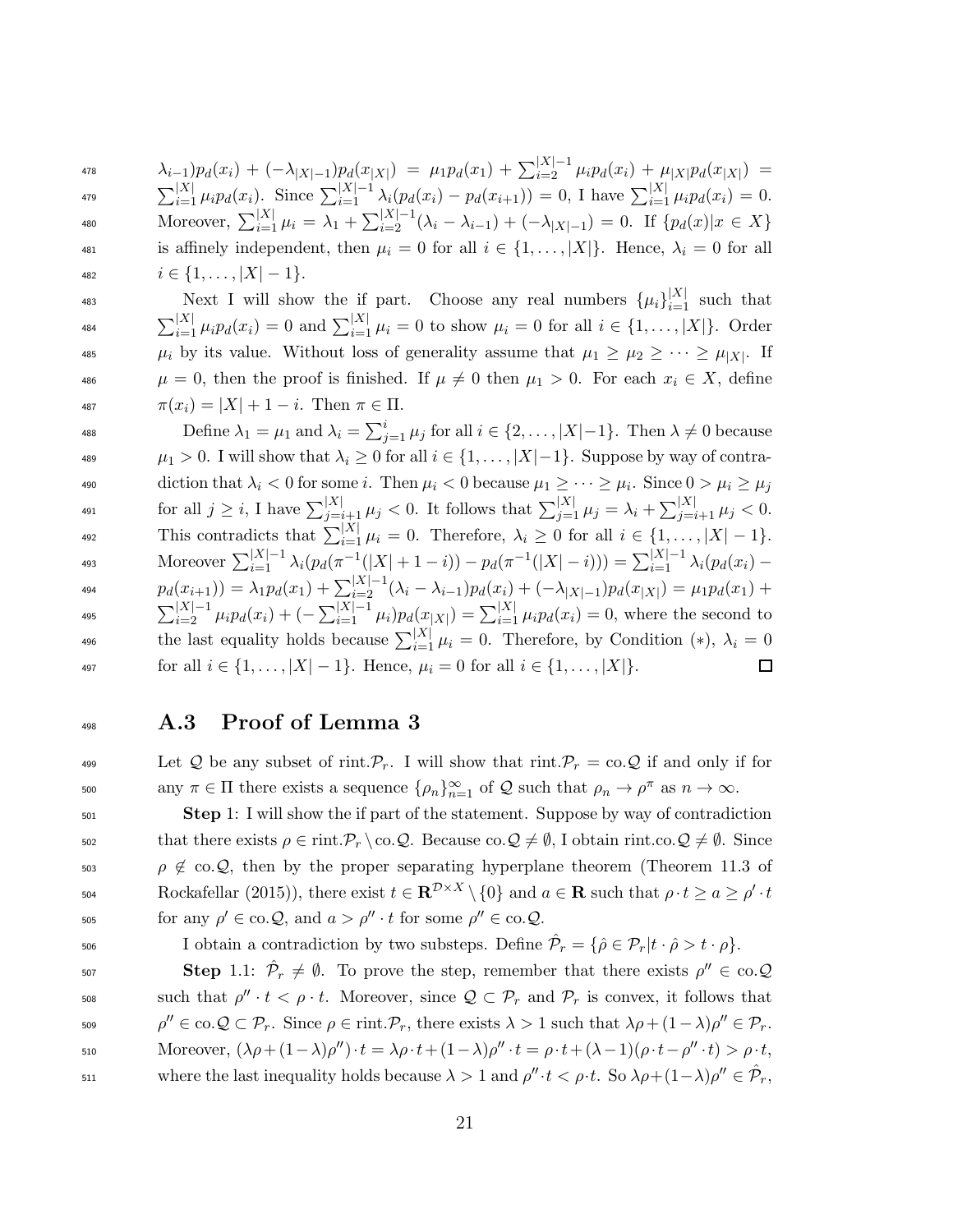$\lambda_{i-1})p_d(x_i) + (-\lambda_{|X|-1})p_d(x_{|X|}) = \mu_1 p_d(x_1) + \sum_{i=2}^{|X|-1} \mu_i p_d(x_i) + \mu_{|X|} p_d(x_{|X|}) = \sum_{i=1}^{|X|} \mu_i p_d(x_i)$. Since $\sum_{i=1}^{|X|-1} \lambda_i (p_d(x_i) - p_d(x_{i+1})) = 0$, I have $\sum_{i=1}^{|X|} \mu_i p_d(x_i) = 0$. Moreover, $\sum_{i=1}^{|X|} \mu_i = \lambda_1 + \sum_{i=2}^{|X|-1}(\lambda_i - \lambda_{i-1}) + (-\lambda_{|X|-1}) = 0$. If $\{p_d(x)|x \in X\}$ is affinely independent, then $\mu_i = 0$ for all $i \in \{1, \ldots, |X|\}$. Hence, $\lambda_i = 0$ for all $i \in \{1, \ldots, |X| - 1\}$.

Next I will show the if part. Choose any real numbers $\{\mu_i\}_{i=1}^{|X|}$ such that $\sum_{i=1}^{|X|} \mu_i p_d(x_i) = 0$ and $\sum_{i=1}^{|X|} \mu_i = 0$ to show $\mu_i = 0$ for all $i \in \{1, \ldots, |X|\}$. Order $\mu_i$ by its value. Without loss of generality assume that $\mu_1 \geq \mu_2 \geq \cdots \geq \mu_{|X|}$. If $\mu = 0$, then the proof is finished. If $\mu \neq 0$ then $\mu_1 > 0$. For each $x_i \in X$, define $\pi(x_i) = |X| + 1 - i$. Then $\pi \in \Pi$.

Define $\lambda_1 = \mu_1$ and $\lambda_i = \sum_{j=1}^{i} \mu_j$ for all $i \in \{2, \ldots, |X|-1\}$. Then $\lambda \neq 0$ because $\mu_1 > 0$. I will show that $\lambda_i \geq 0$ for all $i \in \{1, \ldots, |X|-1\}$. Suppose by way of contradiction that $\lambda_i < 0$ for some $i$. Then $\mu_i < 0$ because $\mu_1 \geq \cdots \geq \mu_i$. Since $0 > \mu_i \geq \mu_j$ for all $j \geq i$, I have $\sum_{j=i+1}^{|X|} \mu_j < 0$. It follows that $\sum_{j=1}^{|X|} \mu_j = \lambda_i + \sum_{j=i+1}^{|X|} \mu_j < 0$. This contradicts that $\sum_{i=1}^{|X|} \mu_i = 0$. Therefore, $\lambda_i \geq 0$ for all $i \in \{1, \ldots, |X| - 1\}$. Moreover $\sum_{i=1}^{|X|-1} \lambda_i (p_d(\pi^{-1}(|X| + 1 - i)) - p_d(\pi^{-1}(|X| - i))) = \sum_{i=1}^{|X|-1} \lambda_i (p_d(x_i) - p_d(x_{i+1})) = \lambda_1 p_d(x_1) + \sum_{i=2}^{|X|-1} (\lambda_i - \lambda_{i-1}) p_d(x_i) + (-\lambda_{|X|-1}) p_d(x_{|X|}) = \mu_1 p_d(x_1) + \sum_{i=2}^{|X|-1} \mu_i p_d(x_i) + (-\sum_{i=1}^{|X|-1} \mu_i) p_d(x_{|X|}) = \sum_{i=1}^{|X|} \mu_i p_d(x_i) = 0$, where the second to the last equality holds because $\sum_{i=1}^{|X|} \mu_i = 0$. Therefore, by Condition $(*)$, $\lambda_i = 0$ for all $i \in \{1, \ldots, |X| - 1\}$. Hence, $\mu_i = 0$ for all $i \in \{1, \ldots, |X|\}$. □

## A.3 Proof of Lemma 3

Let $\mathcal{Q}$ be any subset of rint.$\mathcal{P}_r$. I will show that rint.$\mathcal{P}_r$ = co.$\mathcal{Q}$ if and only if for any $\pi \in \Pi$ there exists a sequence $\{\rho_n\}_{n=1}^{\infty}$ of $\mathcal{Q}$ such that $\rho_n \to \rho^{\pi}$ as $n \to \infty$.

**Step** 1: I will show the if part of the statement. Suppose by way of contradiction that there exists $\rho \in$ rint.$\mathcal{P}_r \setminus$ co.$\mathcal{Q}$. Because co.$\mathcal{Q} \neq \emptyset$, I obtain rint.co.$\mathcal{Q} \neq \emptyset$. Since $\rho \notin$ co.$\mathcal{Q}$, then by the proper separating hyperplane theorem (Theorem 11.3 of Rockafellar (2015)), there exist $t \in \mathbf{R}^{\mathcal{D} \times X} \setminus \{0\}$ and $a \in \mathbf{R}$ such that $\rho \cdot t \geq a \geq \rho' \cdot t$ for any $\rho' \in$ co.$\mathcal{Q}$, and $a > \rho'' \cdot t$ for some $\rho'' \in$ co.$\mathcal{Q}$.

I obtain a contradiction by two substeps. Define $\hat{\mathcal{P}}_r = \{\hat{\rho} \in \mathcal{P}_r | t \cdot \hat{\rho} > t \cdot \rho\}$.

**Step** 1.1: $\hat{\mathcal{P}}_r \neq \emptyset$. To prove the step, remember that there exists $\rho'' \in$ co.$\mathcal{Q}$ such that $\rho'' \cdot t < \rho \cdot t$. Moreover, since $\mathcal{Q} \subset \mathcal{P}_r$ and $\mathcal{P}_r$ is convex, it follows that $\rho'' \in$ co.$\mathcal{Q} \subset \mathcal{P}_r$. Since $\rho \in$ rint.$\mathcal{P}_r$, there exists $\lambda > 1$ such that $\lambda\rho + (1-\lambda)\rho'' \in \mathcal{P}_r$. Moreover, $(\lambda\rho + (1-\lambda)\rho'') \cdot t = \lambda\rho \cdot t + (1-\lambda)\rho'' \cdot t = \rho \cdot t + (\lambda - 1)(\rho \cdot t - \rho'' \cdot t) > \rho \cdot t$, where the last inequality holds because $\lambda > 1$ and $\rho'' \cdot t < \rho \cdot t$. So $\lambda\rho + (1-\lambda)\rho'' \in \hat{\mathcal{P}}_r$,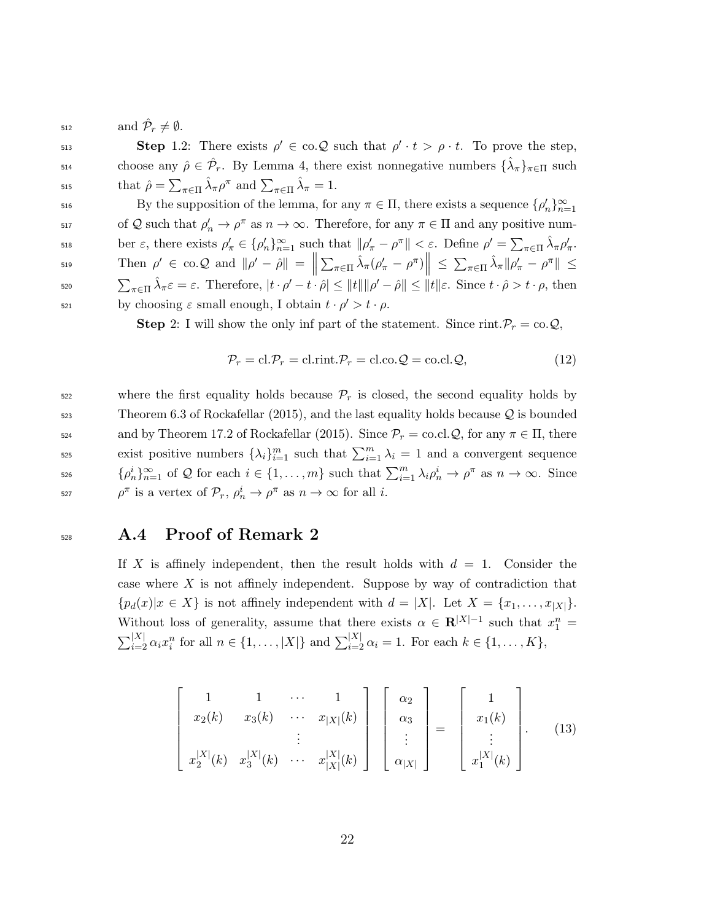and $\hat{\mathcal{P}}_r \neq \emptyset$.

**Step** 1.2: There exists $\rho' \in \text{co}.\mathcal{Q}$ such that $\rho' \cdot t > \rho \cdot t$. To prove the step, choose any $\hat{\rho} \in \hat{\mathcal{P}}_r$. By Lemma 4, there exist nonnegative numbers $\{\hat{\lambda}_\pi\}_{\pi \in \Pi}$ such that $\hat{\rho} = \sum_{\pi \in \Pi} \hat{\lambda}_\pi \rho^\pi$ and $\sum_{\pi \in \Pi} \hat{\lambda}_\pi = 1$.

By the supposition of the lemma, for any $\pi \in \Pi$, there exists a sequence $\{\rho'_n\}_{n=1}^\infty$ of $\mathcal{Q}$ such that $\rho'_n \to \rho^\pi$ as $n \to \infty$. Therefore, for any $\pi \in \Pi$ and any positive number $\varepsilon$, there exists $\rho'_\pi \in \{\rho'_n\}_{n=1}^\infty$ such that $\|\rho'_\pi - \rho^\pi\| < \varepsilon$. Define $\rho' = \sum_{\pi \in \Pi} \hat{\lambda}_\pi \rho'_\pi$. Then $\rho' \in \text{co}.\mathcal{Q}$ and $\|\rho' - \hat{\rho}\| = \left\| \sum_{\pi \in \Pi} \hat{\lambda}_\pi (\rho'_\pi - \rho^\pi) \right\| \leq \sum_{\pi \in \Pi} \hat{\lambda}_\pi \|\rho'_\pi - \rho^\pi\| \leq \sum_{\pi \in \Pi} \hat{\lambda}_\pi \varepsilon = \varepsilon$. Therefore, $|t \cdot \rho' - t \cdot \hat{\rho}| \leq \|t\| \|\rho' - \hat{\rho}\| \leq \|t\| \varepsilon$. Since $t \cdot \hat{\rho} > t \cdot \rho$, then by choosing $\varepsilon$ small enough, I obtain $t \cdot \rho' > t \cdot \rho$.

**Step** 2: I will show the only inf part of the statement. Since $\text{rint}.\mathcal{P}_r = \text{co}.\mathcal{Q}$,

$$\mathcal{P}_r = \text{cl}.\mathcal{P}_r = \text{cl}.\text{rint}.\mathcal{P}_r = \text{cl}.\text{co}.\mathcal{Q} = \text{co}.\text{cl}.\mathcal{Q}, \tag{12}$$

where the first equality holds because $\mathcal{P}_r$ is closed, the second equality holds by Theorem 6.3 of Rockafellar (2015), and the last equality holds because $\mathcal{Q}$ is bounded and by Theorem 17.2 of Rockafellar (2015). Since $\mathcal{P}_r = \text{co}.\text{cl}.\mathcal{Q}$, for any $\pi \in \Pi$, there exist positive numbers $\{\lambda_i\}_{i=1}^m$ such that $\sum_{i=1}^m \lambda_i = 1$ and a convergent sequence $\{\rho_n^i\}_{n=1}^\infty$ of $\mathcal{Q}$ for each $i \in \{1, \ldots, m\}$ such that $\sum_{i=1}^m \lambda_i \rho_n^i \to \rho^\pi$ as $n \to \infty$. Since $\rho^\pi$ is a vertex of $\mathcal{P}_r$, $\rho_n^i \to \rho^\pi$ as $n \to \infty$ for all $i$.

## A.4 Proof of Remark 2

If $X$ is affinely independent, then the result holds with $d = 1$. Consider the case where $X$ is not affinely independent. Suppose by way of contradiction that $\{p_d(x) | x \in X\}$ is not affinely independent with $d = |X|$. Let $X = \{x_1, \ldots, x_{|X|}\}$. Without loss of generality, assume that there exists $\alpha \in \mathbf{R}^{|X|-1}$ such that $x_1^n = \sum_{i=2}^{|X|} \alpha_i x_i^n$ for all $n \in \{1, \ldots, |X|\}$ and $\sum_{i=2}^{|X|} \alpha_i = 1$. For each $k \in \{1, \ldots, K\}$,

$$\begin{bmatrix} 1 & 1 & \cdots & 1 \\ x_2(k) & x_3(k) & \cdots & x_{|X|}(k) \\ & & \vdots & \\ x_2^{|X|}(k) & x_3^{|X|}(k) & \cdots & x_{|X|}^{|X|}(k) \end{bmatrix} \begin{bmatrix} \alpha_2 \\ \alpha_3 \\ \vdots \\ \alpha_{|X|} \end{bmatrix} = \begin{bmatrix} 1 \\ x_1(k) \\ \vdots \\ x_1^{|X|}(k) \end{bmatrix}. \tag{13}$$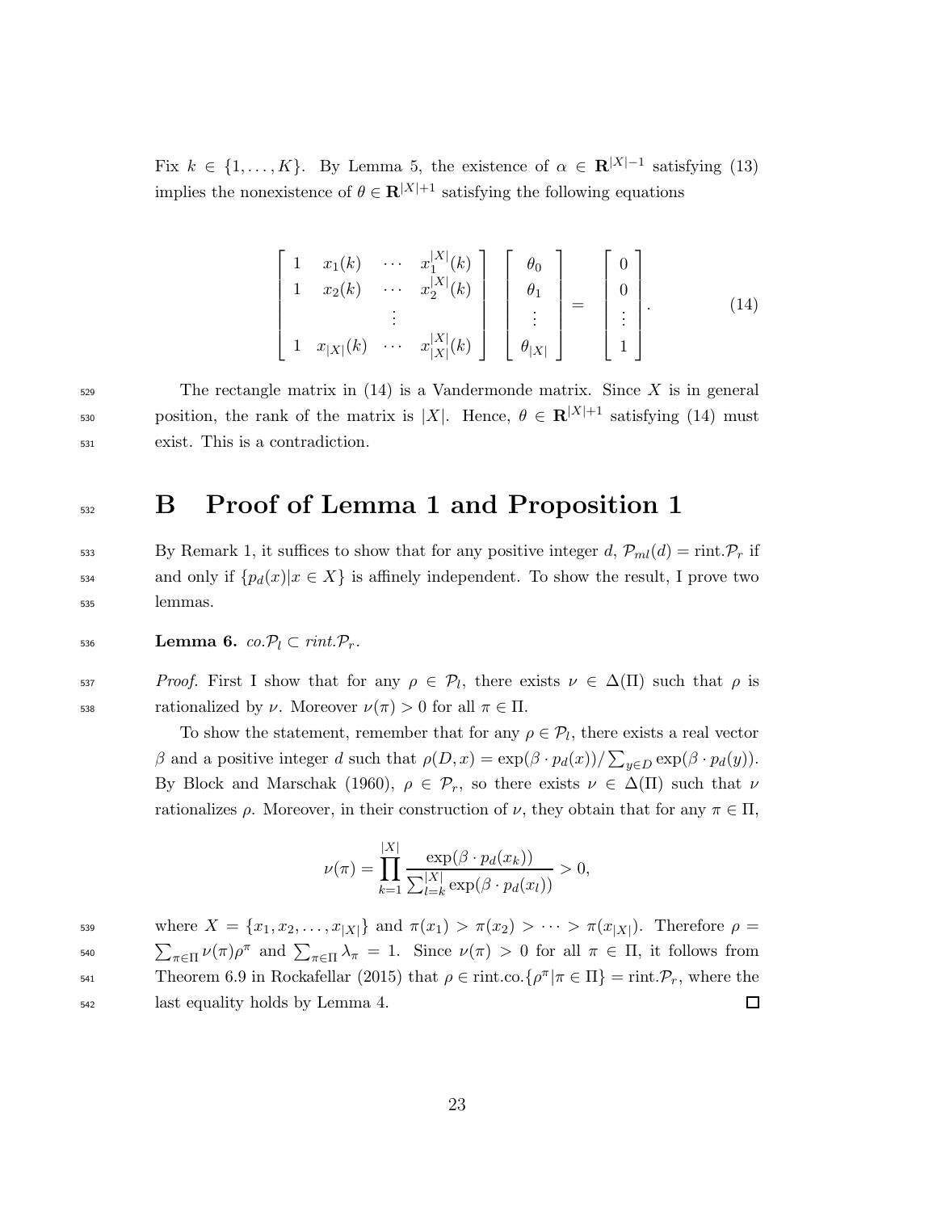Fix $k \in \{1, \ldots, K\}$. By Lemma 5, the existence of $\alpha \in \mathbf{R}^{|X|-1}$ satisfying (13) implies the nonexistence of $\theta \in \mathbf{R}^{|X|+1}$ satisfying the following equations

$$
\begin{bmatrix} 1 & x_1(k) & \cdots & x_1^{|X|}(k) \\ 1 & x_2(k) & \cdots & x_2^{|X|}(k) \\ & & \vdots & \\ 1 & x_{|X|}(k) & \cdots & x_{|X|}^{|X|}(k) \end{bmatrix} \begin{bmatrix} \theta_0 \\ \theta_1 \\ \vdots \\ \theta_{|X|} \end{bmatrix} = \begin{bmatrix} 0 \\ 0 \\ \vdots \\ 1 \end{bmatrix}. \tag{14}
$$

The rectangle matrix in (14) is a Vandermonde matrix. Since $X$ is in general position, the rank of the matrix is $|X|$. Hence, $\theta \in \mathbf{R}^{|X|+1}$ satisfying (14) must exist. This is a contradiction.

# B Proof of Lemma 1 and Proposition 1

By Remark 1, it suffices to show that for any positive integer $d$, $\mathcal{P}_{ml}(d) = \text{rint}.\mathcal{P}_r$ if and only if $\{p_d(x)|x \in X\}$ is affinely independent. To show the result, I prove two lemmas.

**Lemma 6.** *$co.\mathcal{P}_l \subset rint.\mathcal{P}_r$.*

*Proof.* First I show that for any $\rho \in \mathcal{P}_l$, there exists $\nu \in \Delta(\Pi)$ such that $\rho$ is rationalized by $\nu$. Moreover $\nu(\pi) > 0$ for all $\pi \in \Pi$.

To show the statement, remember that for any $\rho \in \mathcal{P}_l$, there exists a real vector $\beta$ and a positive integer $d$ such that $\rho(D, x) = \exp(\beta \cdot p_d(x))/\sum_{y \in D} \exp(\beta \cdot p_d(y))$. By Block and Marschak (1960), $\rho \in \mathcal{P}_r$, so there exists $\nu \in \Delta(\Pi)$ such that $\nu$ rationalizes $\rho$. Moreover, in their construction of $\nu$, they obtain that for any $\pi \in \Pi$,

$$
\nu(\pi) = \prod_{k=1}^{|X|} \frac{\exp(\beta \cdot p_d(x_k))}{\sum_{l=k}^{|X|} \exp(\beta \cdot p_d(x_l))} > 0,
$$

where $X = \{x_1, x_2, \ldots, x_{|X|}\}$ and $\pi(x_1) > \pi(x_2) > \cdots > \pi(x_{|X|})$. Therefore $\rho = \sum_{\pi \in \Pi} \nu(\pi)\rho^\pi$ and $\sum_{\pi \in \Pi} \lambda_\pi = 1$. Since $\nu(\pi) > 0$ for all $\pi \in \Pi$, it follows from Theorem 6.9 in Rockafellar (2015) that $\rho \in \text{rint.co.}\{\rho^\pi|\pi \in \Pi\} = \text{rint}.\mathcal{P}_r$, where the last equality holds by Lemma 4. $\square$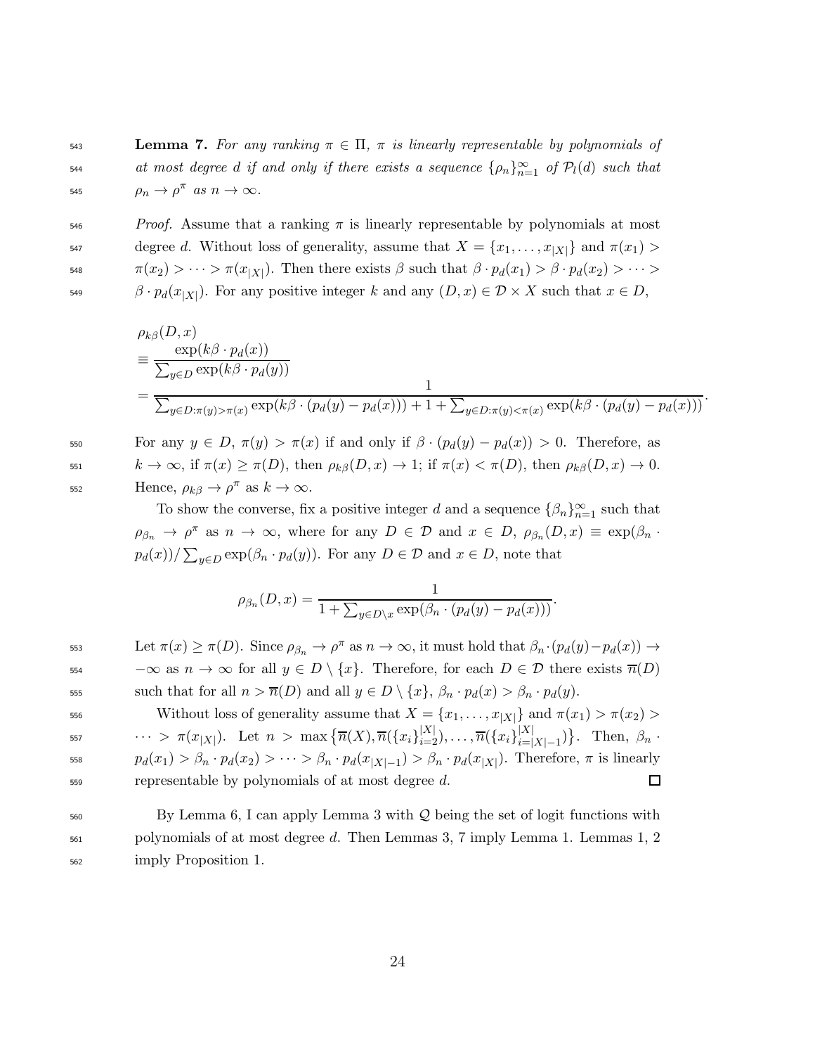**Lemma 7.** *For any ranking $\pi \in \Pi$, $\pi$ is linearly representable by polynomials of at most degree $d$ if and only if there exists a sequence $\{\rho_n\}_{n=1}^{\infty}$ of $\mathcal{P}_l(d)$ such that $\rho_n \to \rho^\pi$ as $n \to \infty$.*

*Proof.* Assume that a ranking $\pi$ is linearly representable by polynomials at most degree $d$. Without loss of generality, assume that $X = \{x_1, \ldots, x_{|X|}\}$ and $\pi(x_1) > \pi(x_2) > \cdots > \pi(x_{|X|})$. Then there exists $\beta$ such that $\beta \cdot p_d(x_1) > \beta \cdot p_d(x_2) > \cdots > \beta \cdot p_d(x_{|X|})$. For any positive integer $k$ and any $(D, x) \in \mathcal{D} \times X$ such that $x \in D$,

$$
\begin{aligned}
&\rho_{k\beta}(D, x) \\
&\equiv \frac{\exp(k\beta \cdot p_d(x))}{\sum_{y \in D} \exp(k\beta \cdot p_d(y))} \\
&= \frac{1}{\sum_{y \in D: \pi(y) > \pi(x)} \exp(k\beta \cdot (p_d(y) - p_d(x))) + 1 + \sum_{y \in D: \pi(y) < \pi(x)} \exp(k\beta \cdot (p_d(y) - p_d(x)))}.
\end{aligned}
$$

For any $y \in D$, $\pi(y) > \pi(x)$ if and only if $\beta \cdot (p_d(y) - p_d(x)) > 0$. Therefore, as $k \to \infty$, if $\pi(x) \geq \pi(D)$, then $\rho_{k\beta}(D, x) \to 1$; if $\pi(x) < \pi(D)$, then $\rho_{k\beta}(D, x) \to 0$. Hence, $\rho_{k\beta} \to \rho^\pi$ as $k \to \infty$.

To show the converse, fix a positive integer $d$ and a sequence $\{\beta_n\}_{n=1}^{\infty}$ such that $\rho_{\beta_n} \to \rho^\pi$ as $n \to \infty$, where for any $D \in \mathcal{D}$ and $x \in D$, $\rho_{\beta_n}(D, x) \equiv \exp(\beta_n \cdot p_d(x)) / \sum_{y \in D} \exp(\beta_n \cdot p_d(y))$. For any $D \in \mathcal{D}$ and $x \in D$, note that

$$
\rho_{\beta_n}(D, x) = \frac{1}{1 + \sum_{y \in D \setminus x} \exp(\beta_n \cdot (p_d(y) - p_d(x)))}.
$$

Let $\pi(x) \geq \pi(D)$. Since $\rho_{\beta_n} \to \rho^\pi$ as $n \to \infty$, it must hold that $\beta_n \cdot (p_d(y) - p_d(x)) \to -\infty$ as $n \to \infty$ for all $y \in D \setminus \{x\}$. Therefore, for each $D \in \mathcal{D}$ there exists $\overline{n}(D)$ such that for all $n > \overline{n}(D)$ and all $y \in D \setminus \{x\}$, $\beta_n \cdot p_d(x) > \beta_n \cdot p_d(y)$.

Without loss of generality assume that $X = \{x_1, \ldots, x_{|X|}\}$ and $\pi(x_1) > \pi(x_2) > \cdots > \pi(x_{|X|})$. Let $n > \max\{\overline{n}(X), \overline{n}(\{x_i\}_{i=2}^{|X|}), \ldots, \overline{n}(\{x_i\}_{i=|X|-1}^{|X|})\}$. Then, $\beta_n \cdot p_d(x_1) > \beta_n \cdot p_d(x_2) > \cdots > \beta_n \cdot p_d(x_{|X|-1}) > \beta_n \cdot p_d(x_{|X|})$. Therefore, $\pi$ is linearly representable by polynomials of at most degree $d$. $\square$

By Lemma 6, I can apply Lemma 3 with $\mathcal{Q}$ being the set of logit functions with polynomials of at most degree $d$. Then Lemmas 3, 7 imply Lemma 1. Lemmas 1, 2 imply Proposition 1.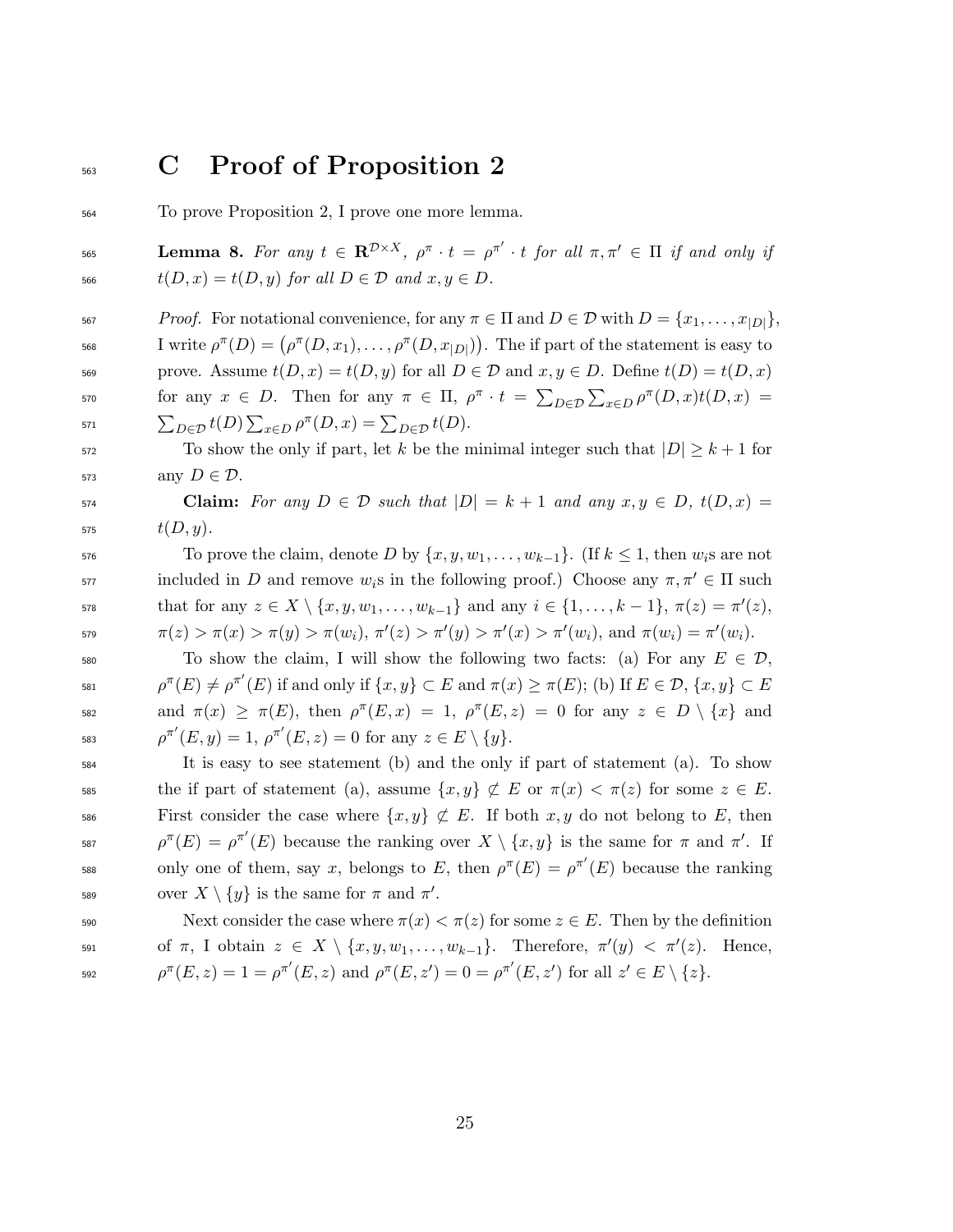# C Proof of Proposition 2

To prove Proposition 2, I prove one more lemma.

**Lemma 8.** *For any $t \in \mathbf{R}^{\mathcal{D}\times X}$, $\rho^{\pi} \cdot t = \rho^{\pi'} \cdot t$ for all $\pi, \pi' \in \Pi$ if and only if $t(D,x) = t(D,y)$ for all $D \in \mathcal{D}$ and $x, y \in D$.*

*Proof.* For notational convenience, for any $\pi \in \Pi$ and $D \in \mathcal{D}$ with $D = \{x_1, \ldots, x_{|D|}\}$, I write $\rho^{\pi}(D) = \big(\rho^{\pi}(D, x_1), \ldots, \rho^{\pi}(D, x_{|D|})\big)$. The if part of the statement is easy to prove. Assume $t(D,x) = t(D,y)$ for all $D \in \mathcal{D}$ and $x, y \in D$. Define $t(D) = t(D,x)$ for any $x \in D$. Then for any $\pi \in \Pi$, $\rho^{\pi} \cdot t = \sum_{D\in\mathcal{D}} \sum_{x\in D} \rho^{\pi}(D,x) t(D,x) = \sum_{D\in\mathcal{D}} t(D) \sum_{x\in D} \rho^{\pi}(D,x) = \sum_{D\in\mathcal{D}} t(D)$.

To show the only if part, let $k$ be the minimal integer such that $|D| \geq k+1$ for any $D \in \mathcal{D}$.

**Claim:** *For any $D \in \mathcal{D}$ such that $|D| = k+1$ and any $x, y \in D$, $t(D,x) = t(D,y)$.*

To prove the claim, denote $D$ by $\{x, y, w_1, \ldots, w_{k-1}\}$. (If $k \leq 1$, then $w_i$s are not included in $D$ and remove $w_i$s in the following proof.) Choose any $\pi, \pi' \in \Pi$ such that for any $z \in X \setminus \{x, y, w_1, \ldots, w_{k-1}\}$ and any $i \in \{1, \ldots, k-1\}$, $\pi(z) = \pi'(z)$, $\pi(z) > \pi(x) > \pi(y) > \pi(w_i)$, $\pi'(z) > \pi'(y) > \pi'(x) > \pi'(w_i)$, and $\pi(w_i) = \pi'(w_i)$.

To show the claim, I will show the following two facts: (a) For any $E \in \mathcal{D}$, $\rho^{\pi}(E) \neq \rho^{\pi'}(E)$ if and only if $\{x,y\} \subset E$ and $\pi(x) \geq \pi(E)$; (b) If $E \in \mathcal{D}$, $\{x,y\} \subset E$ and $\pi(x) \geq \pi(E)$, then $\rho^{\pi}(E,x) = 1$, $\rho^{\pi}(E,z) = 0$ for any $z \in D \setminus \{x\}$ and $\rho^{\pi'}(E,y) = 1$, $\rho^{\pi'}(E,z) = 0$ for any $z \in E \setminus \{y\}$.

It is easy to see statement (b) and the only if part of statement (a). To show the if part of statement (a), assume $\{x,y\} \not\subset E$ or $\pi(x) < \pi(z)$ for some $z \in E$. First consider the case where $\{x,y\} \not\subset E$. If both $x, y$ do not belong to $E$, then $\rho^{\pi}(E) = \rho^{\pi'}(E)$ because the ranking over $X \setminus \{x,y\}$ is the same for $\pi$ and $\pi'$. If only one of them, say $x$, belongs to $E$, then $\rho^{\pi}(E) = \rho^{\pi'}(E)$ because the ranking over $X \setminus \{y\}$ is the same for $\pi$ and $\pi'$.

Next consider the case where $\pi(x) < \pi(z)$ for some $z \in E$. Then by the definition of $\pi$, I obtain $z \in X \setminus \{x, y, w_1, \ldots, w_{k-1}\}$. Therefore, $\pi'(y) < \pi'(z)$. Hence, $\rho^{\pi}(E,z) = 1 = \rho^{\pi'}(E,z)$ and $\rho^{\pi}(E,z') = 0 = \rho^{\pi'}(E,z')$ for all $z' \in E \setminus \{z\}$.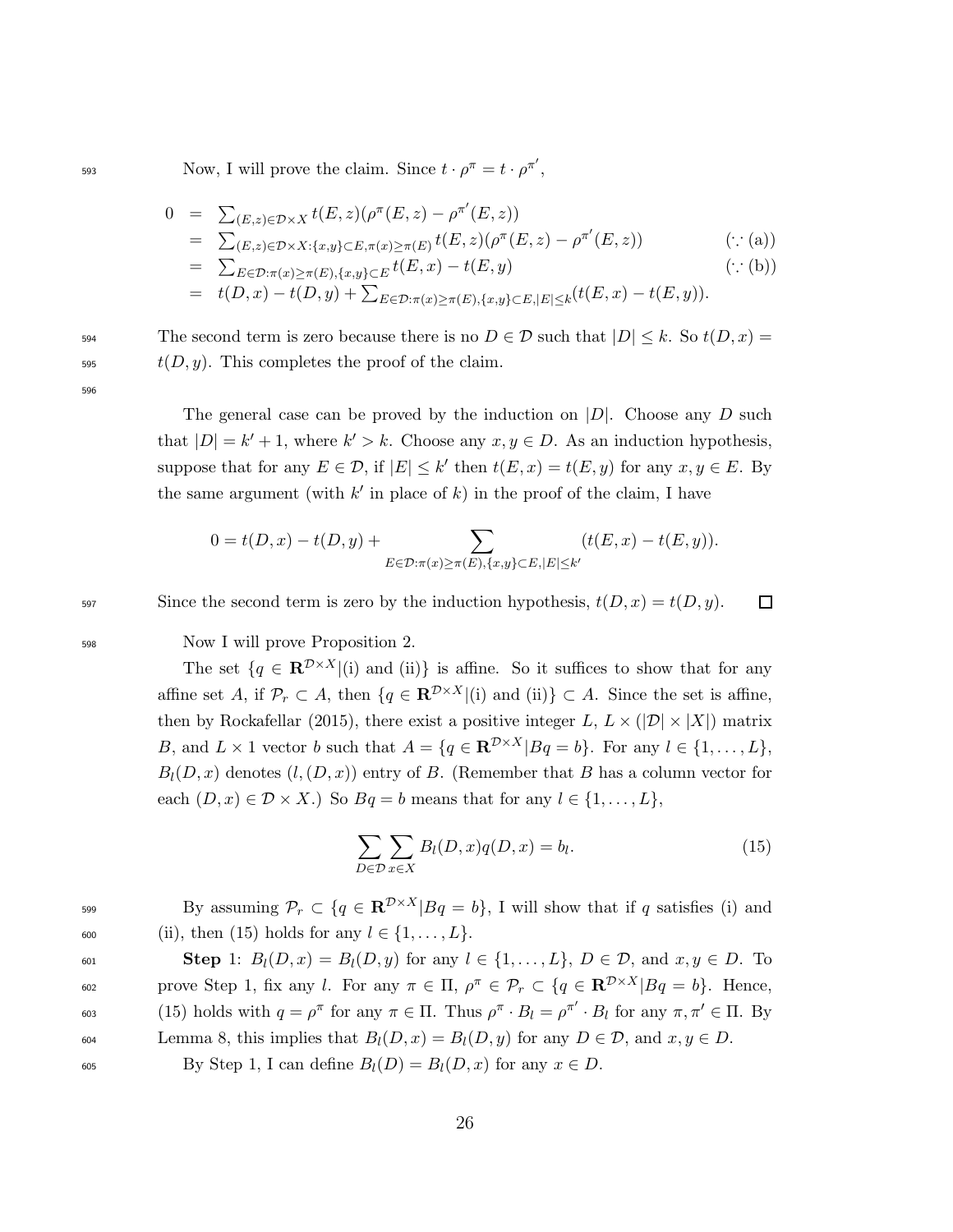Now, I will prove the claim. Since $t \cdot \rho^{\pi} = t \cdot \rho^{\pi'}$,

$$
\begin{aligned}
0 &= \textstyle\sum_{(E,z)\in\mathcal{D}\times X} t(E,z)(\rho^{\pi}(E,z) - \rho^{\pi'}(E,z)) \\
&= \textstyle\sum_{(E,z)\in\mathcal{D}\times X:\{x,y\}\subset E,\pi(x)\geq\pi(E)} t(E,z)(\rho^{\pi}(E,z) - \rho^{\pi'}(E,z)) & (\because \text{(a)}) \\
&= \textstyle\sum_{E\in\mathcal{D}:\pi(x)\geq\pi(E),\{x,y\}\subset E} t(E,x) - t(E,y) & (\because \text{(b)}) \\
&= t(D,x) - t(D,y) + \textstyle\sum_{E\in\mathcal{D}:\pi(x)\geq\pi(E),\{x,y\}\subset E,|E|\leq k}(t(E,x) - t(E,y)).
\end{aligned}
$$

The second term is zero because there is no $D \in \mathcal{D}$ such that $|D| \leq k$. So $t(D,x) = t(D,y)$. This completes the proof of the claim.

The general case can be proved by the induction on $|D|$. Choose any $D$ such that $|D| = k' + 1$, where $k' > k$. Choose any $x, y \in D$. As an induction hypothesis, suppose that for any $E \in \mathcal{D}$, if $|E| \leq k'$ then $t(E,x) = t(E,y)$ for any $x, y \in E$. By the same argument (with $k'$ in place of $k$) in the proof of the claim, I have

$$0 = t(D,x) - t(D,y) + \sum_{E\in\mathcal{D}:\pi(x)\geq\pi(E),\{x,y\}\subset E,|E|\leq k'} (t(E,x) - t(E,y)).$$

Since the second term is zero by the induction hypothesis, $t(D,x) = t(D,y)$. $\square$

Now I will prove Proposition 2.

The set $\{q \in \mathbf{R}^{\mathcal{D}\times X} | \text{(i) and (ii)}\}$ is affine. So it suffices to show that for any affine set $A$, if $\mathcal{P}_r \subset A$, then $\{q \in \mathbf{R}^{\mathcal{D}\times X} | \text{(i) and (ii)}\} \subset A$. Since the set is affine, then by Rockafellar (2015), there exist a positive integer $L$, $L \times (|\mathcal{D}| \times |X|)$ matrix $B$, and $L \times 1$ vector $b$ such that $A = \{q \in \mathbf{R}^{\mathcal{D}\times X} | Bq = b\}$. For any $l \in \{1, \ldots, L\}$, $B_l(D,x)$ denotes $(l,(D,x))$ entry of $B$. (Remember that $B$ has a column vector for each $(D,x) \in \mathcal{D} \times X$.) So $Bq = b$ means that for any $l \in \{1, \ldots, L\}$,

$$\sum_{D\in\mathcal{D}} \sum_{x\in X} B_l(D,x) q(D,x) = b_l. \tag{15}$$

By assuming $\mathcal{P}_r \subset \{q \in \mathbf{R}^{\mathcal{D}\times X} | Bq = b\}$, I will show that if $q$ satisfies (i) and (ii), then (15) holds for any $l \in \{1, \ldots, L\}$.

**Step** 1: $B_l(D,x) = B_l(D,y)$ for any $l \in \{1, \ldots, L\}$, $D \in \mathcal{D}$, and $x, y \in D$. To prove Step 1, fix any $l$. For any $\pi \in \Pi$, $\rho^{\pi} \in \mathcal{P}_r \subset \{q \in \mathbf{R}^{\mathcal{D}\times X} | Bq = b\}$. Hence, (15) holds with $q = \rho^{\pi}$ for any $\pi \in \Pi$. Thus $\rho^{\pi} \cdot B_l = \rho^{\pi'} \cdot B_l$ for any $\pi, \pi' \in \Pi$. By Lemma 8, this implies that $B_l(D,x) = B_l(D,y)$ for any $D \in \mathcal{D}$, and $x, y \in D$.

By Step 1, I can define $B_l(D) = B_l(D,x)$ for any $x \in D$.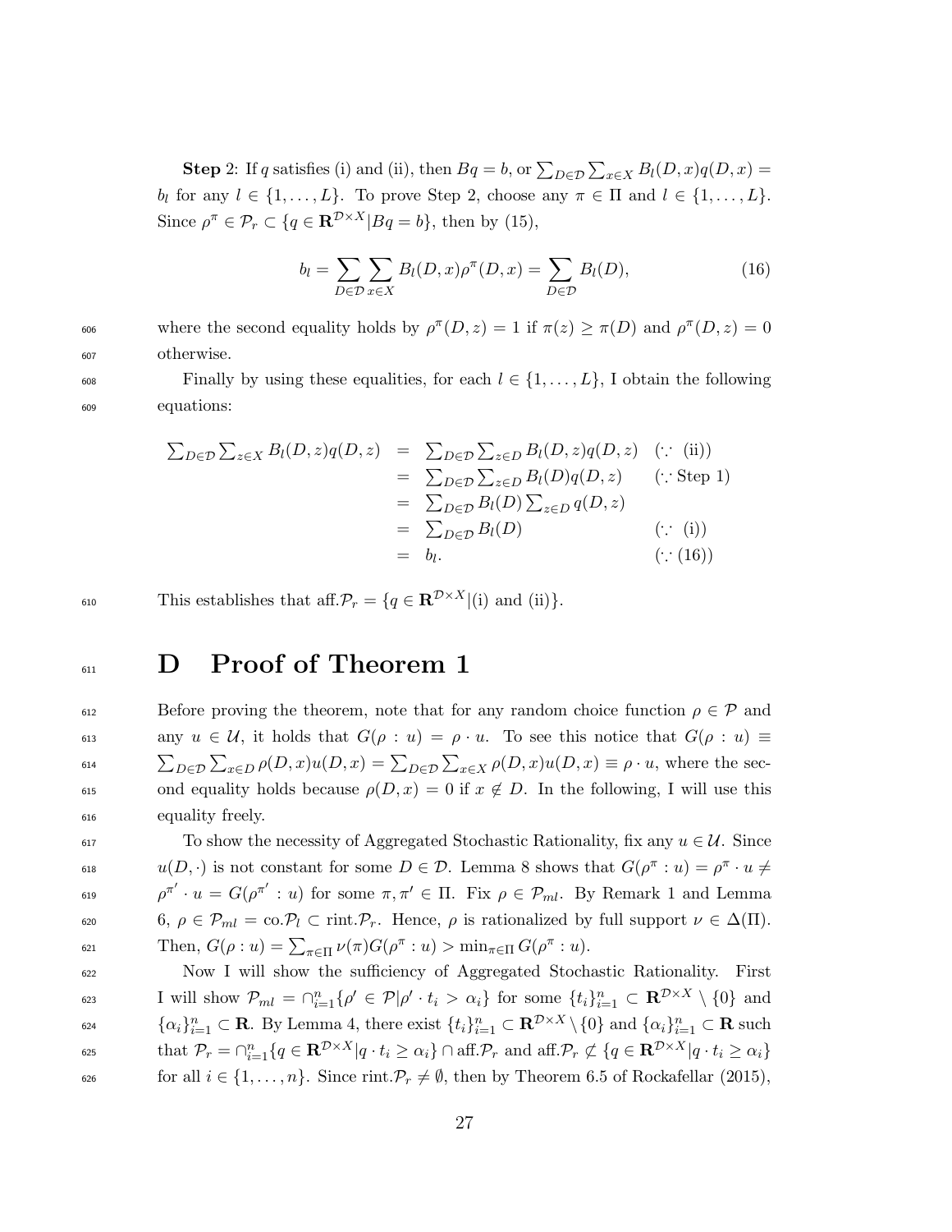**Step** 2: If $q$ satisfies (i) and (ii), then $Bq = b$, or $\sum_{D\in\mathcal{D}}\sum_{x\in X} B_l(D,x)q(D,x) = b_l$ for any $l \in \{1,\ldots,L\}$. To prove Step 2, choose any $\pi \in \Pi$ and $l \in \{1,\ldots,L\}$. Since $\rho^\pi \in \mathcal{P}_r \subset \{q \in \mathbf{R}^{\mathcal{D}\times X} | Bq = b\}$, then by (15),

$$b_l = \sum_{D\in\mathcal{D}}\sum_{x\in X} B_l(D,x)\rho^\pi(D,x) = \sum_{D\in\mathcal{D}} B_l(D), \tag{16}$$

where the second equality holds by $\rho^\pi(D,z) = 1$ if $\pi(z) \geq \pi(D)$ and $\rho^\pi(D,z) = 0$ otherwise.

Finally by using these equalities, for each $l \in \{1,\ldots,L\}$, I obtain the following equations:

$$\begin{array}{rcll}
\sum_{D\in\mathcal{D}}\sum_{z\in X} B_l(D,z)q(D,z) & = & \sum_{D\in\mathcal{D}}\sum_{z\in D} B_l(D,z)q(D,z) & (\because \text{ (ii)}) \\
& = & \sum_{D\in\mathcal{D}}\sum_{z\in D} B_l(D)q(D,z) & (\because \text{Step 1}) \\
& = & \sum_{D\in\mathcal{D}} B_l(D)\sum_{z\in D} q(D,z) & \\
& = & \sum_{D\in\mathcal{D}} B_l(D) & (\because \text{ (i)}) \\
& = & b_l. & (\because (16))
\end{array}$$

This establishes that $\text{aff}.\mathcal{P}_r = \{q \in \mathbf{R}^{\mathcal{D}\times X} | \text{(i) and (ii)}\}$.

# D Proof of Theorem 1

Before proving the theorem, note that for any random choice function $\rho \in \mathcal{P}$ and any $u \in \mathcal{U}$, it holds that $G(\rho : u) = \rho \cdot u$. To see this notice that $G(\rho : u) \equiv \sum_{D\in\mathcal{D}}\sum_{x\in D} \rho(D,x)u(D,x) = \sum_{D\in\mathcal{D}}\sum_{x\in X} \rho(D,x)u(D,x) \equiv \rho \cdot u$, where the second equality holds because $\rho(D,x) = 0$ if $x \notin D$. In the following, I will use this equality freely.

To show the necessity of Aggregated Stochastic Rationality, fix any $u \in \mathcal{U}$. Since $u(D,\cdot)$ is not constant for some $D \in \mathcal{D}$. Lemma 8 shows that $G(\rho^\pi : u) = \rho^\pi \cdot u \neq \rho^{\pi'} \cdot u = G(\rho^{\pi'} : u)$ for some $\pi, \pi' \in \Pi$. Fix $\rho \in \mathcal{P}_{ml}$. By Remark 1 and Lemma 6, $\rho \in \mathcal{P}_{ml} = \text{co}.\mathcal{P}_l \subset \text{rint}.\mathcal{P}_r$. Hence, $\rho$ is rationalized by full support $\nu \in \Delta(\Pi)$. Then, $G(\rho : u) = \sum_{\pi\in\Pi} \nu(\pi)G(\rho^\pi : u) > \min_{\pi\in\Pi} G(\rho^\pi : u)$.

Now I will show the sufficiency of Aggregated Stochastic Rationality. First I will show $\mathcal{P}_{ml} = \cap_{i=1}^n \{\rho' \in \mathcal{P} | \rho' \cdot t_i > \alpha_i\}$ for some $\{t_i\}_{i=1}^n \subset \mathbf{R}^{\mathcal{D}\times X} \setminus \{0\}$ and $\{\alpha_i\}_{i=1}^n \subset \mathbf{R}$. By Lemma 4, there exist $\{t_i\}_{i=1}^n \subset \mathbf{R}^{\mathcal{D}\times X} \setminus \{0\}$ and $\{\alpha_i\}_{i=1}^n \subset \mathbf{R}$ such that $\mathcal{P}_r = \cap_{i=1}^n \{q \in \mathbf{R}^{\mathcal{D}\times X} | q \cdot t_i \geq \alpha_i\} \cap \text{aff}.\mathcal{P}_r$ and $\text{aff}.\mathcal{P}_r \not\subset \{q \in \mathbf{R}^{\mathcal{D}\times X} | q \cdot t_i \geq \alpha_i\}$ for all $i \in \{1,\ldots,n\}$. Since $\text{rint}.\mathcal{P}_r \neq \emptyset$, then by Theorem 6.5 of Rockafellar (2015),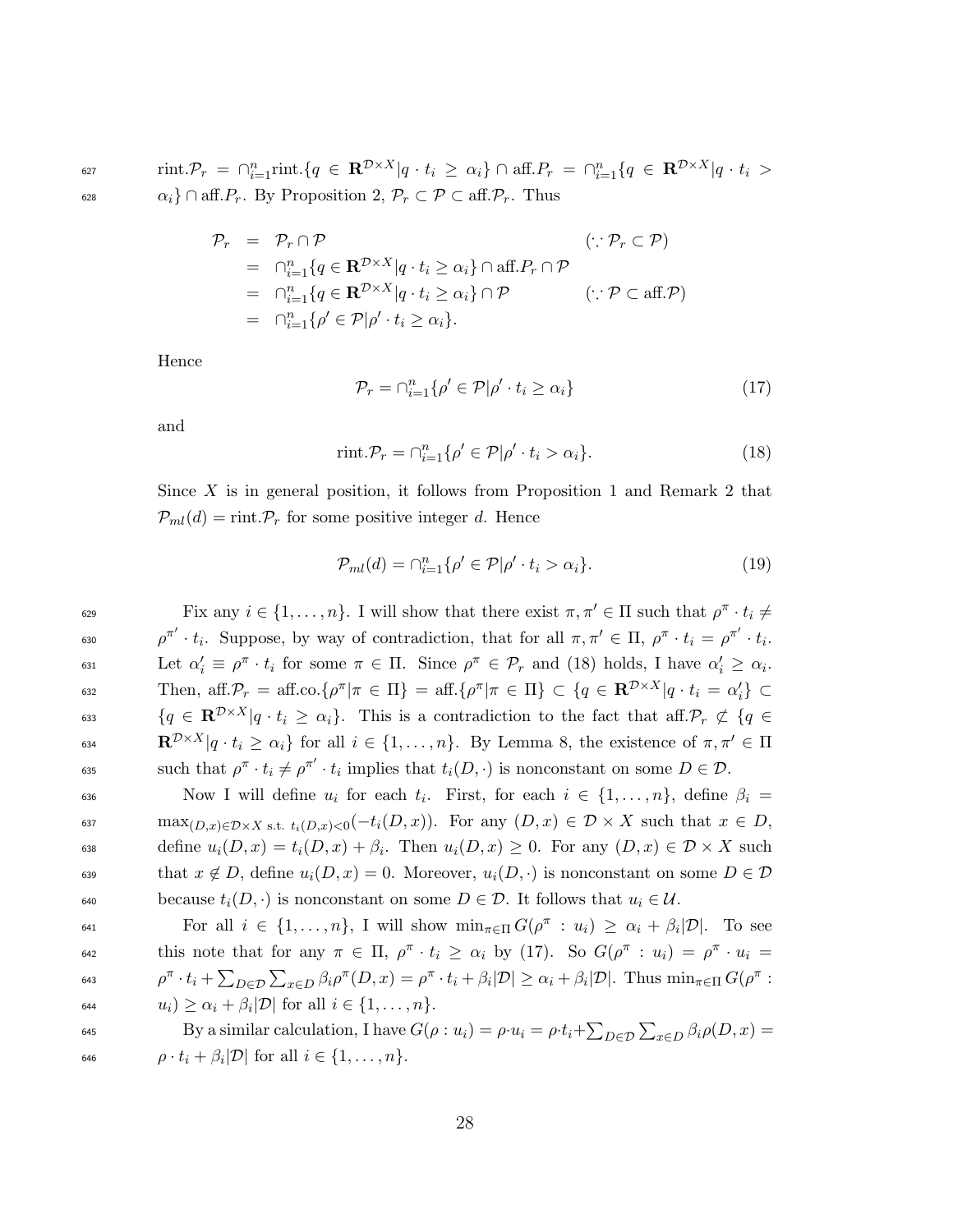rint.$\mathcal{P}_r = \cap_{i=1}^n$rint.$\{q \in \mathbf{R}^{\mathcal{D}\times X} | q \cdot t_i \geq \alpha_i\} \cap$ aff.$P_r = \cap_{i=1}^n \{q \in \mathbf{R}^{\mathcal{D}\times X} | q \cdot t_i > \alpha_i\} \cap$ aff.$P_r$. By Proposition 2, $\mathcal{P}_r \subset \mathcal{P} \subset$ aff.$\mathcal{P}_r$. Thus

$$
\begin{aligned}
\mathcal{P}_r &= \mathcal{P}_r \cap \mathcal{P} && (\because \mathcal{P}_r \subset \mathcal{P}) \\
&= \cap_{i=1}^n \{q \in \mathbf{R}^{\mathcal{D}\times X} | q \cdot t_i \geq \alpha_i\} \cap \text{aff.}P_r \cap \mathcal{P} \\
&= \cap_{i=1}^n \{q \in \mathbf{R}^{\mathcal{D}\times X} | q \cdot t_i \geq \alpha_i\} \cap \mathcal{P} && (\because \mathcal{P} \subset \text{aff.}\mathcal{P}) \\
&= \cap_{i=1}^n \{\rho' \in \mathcal{P} | \rho' \cdot t_i \geq \alpha_i\}.
\end{aligned}
$$

Hence

$$\mathcal{P}_r = \cap_{i=1}^n \{\rho' \in \mathcal{P} | \rho' \cdot t_i \geq \alpha_i\} \tag{17}$$

and

$$\text{rint.}\mathcal{P}_r = \cap_{i=1}^n \{\rho' \in \mathcal{P} | \rho' \cdot t_i > \alpha_i\}. \tag{18}$$

Since $X$ is in general position, it follows from Proposition 1 and Remark 2 that $\mathcal{P}_{ml}(d) =$ rint.$\mathcal{P}_r$ for some positive integer $d$. Hence

$$\mathcal{P}_{ml}(d) = \cap_{i=1}^n \{\rho' \in \mathcal{P} | \rho' \cdot t_i > \alpha_i\}. \tag{19}$$

Fix any $i \in \{1, \ldots, n\}$. I will show that there exist $\pi, \pi' \in \Pi$ such that $\rho^\pi \cdot t_i \neq \rho^{\pi'} \cdot t_i$. Suppose, by way of contradiction, that for all $\pi, \pi' \in \Pi$, $\rho^\pi \cdot t_i = \rho^{\pi'} \cdot t_i$. Let $\alpha_i' \equiv \rho^\pi \cdot t_i$ for some $\pi \in \Pi$. Since $\rho^\pi \in \mathcal{P}_r$ and (18) holds, I have $\alpha_i' \geq \alpha_i$. Then, aff.$\mathcal{P}_r =$ aff.co.$\{\rho^\pi | \pi \in \Pi\} =$ aff.$\{\rho^\pi | \pi \in \Pi\} \subset \{q \in \mathbf{R}^{\mathcal{D}\times X} | q \cdot t_i = \alpha_i'\} \subset \{q \in \mathbf{R}^{\mathcal{D}\times X} | q \cdot t_i \geq \alpha_i\}$. This is a contradiction to the fact that aff.$\mathcal{P}_r \not\subset \{q \in \mathbf{R}^{\mathcal{D}\times X} | q \cdot t_i \geq \alpha_i\}$ for all $i \in \{1, \ldots, n\}$. By Lemma 8, the existence of $\pi, \pi' \in \Pi$ such that $\rho^\pi \cdot t_i \neq \rho^{\pi'} \cdot t_i$ implies that $t_i(D, \cdot)$ is nonconstant on some $D \in \mathcal{D}$.

Now I will define $u_i$ for each $t_i$. First, for each $i \in \{1, \ldots, n\}$, define $\beta_i = \max_{(D,x)\in\mathcal{D}\times X \text{ s.t. } t_i(D,x)<0}(-t_i(D, x))$. For any $(D, x) \in \mathcal{D} \times X$ such that $x \in D$, define $u_i(D, x) = t_i(D, x) + \beta_i$. Then $u_i(D, x) \geq 0$. For any $(D, x) \in \mathcal{D} \times X$ such that $x \notin D$, define $u_i(D, x) = 0$. Moreover, $u_i(D, \cdot)$ is nonconstant on some $D \in \mathcal{D}$ because $t_i(D, \cdot)$ is nonconstant on some $D \in \mathcal{D}$. It follows that $u_i \in \mathcal{U}$.

For all $i \in \{1, \ldots, n\}$, I will show $\min_{\pi\in\Pi} G(\rho^\pi : u_i) \geq \alpha_i + \beta_i|\mathcal{D}|$. To see this note that for any $\pi \in \Pi$, $\rho^\pi \cdot t_i \geq \alpha_i$ by (17). So $G(\rho^\pi : u_i) = \rho^\pi \cdot u_i = \rho^\pi \cdot t_i + \sum_{D\in\mathcal{D}} \sum_{x\in D} \beta_i \rho^\pi(D, x) = \rho^\pi \cdot t_i + \beta_i|\mathcal{D}| \geq \alpha_i + \beta_i|\mathcal{D}|$. Thus $\min_{\pi\in\Pi} G(\rho^\pi : u_i) \geq \alpha_i + \beta_i|\mathcal{D}|$ for all $i \in \{1, \ldots, n\}$.

By a similar calculation, I have $G(\rho : u_i) = \rho \cdot u_i = \rho \cdot t_i + \sum_{D\in\mathcal{D}} \sum_{x\in D} \beta_i \rho(D, x) = \rho \cdot t_i + \beta_i|\mathcal{D}|$ for all $i \in \{1, \ldots, n\}$.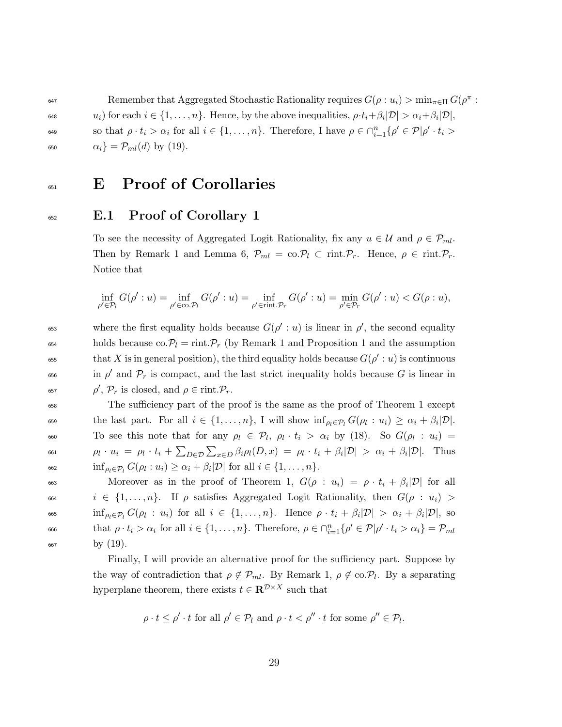Remember that Aggregated Stochastic Rationality requires $G(\rho : u_i) > \min_{\pi\in\Pi} G(\rho^\pi : u_i)$ for each $i \in \{1, \dots, n\}$. Hence, by the above inequalities, $\rho \cdot t_i + \beta_i|\mathcal{D}| > \alpha_i + \beta_i|\mathcal{D}|$, so that $\rho \cdot t_i > \alpha_i$ for all $i \in \{1, \dots, n\}$. Therefore, I have $\rho \in \cap_{i=1}^n \{\rho' \in \mathcal{P} | \rho' \cdot t_i > \alpha_i\} = \mathcal{P}_{ml}(d)$ by (19).

# E Proof of Corollaries

## E.1 Proof of Corollary 1

To see the necessity of Aggregated Logit Rationality, fix any $u \in \mathcal{U}$ and $\rho \in \mathcal{P}_{ml}$. Then by Remark 1 and Lemma 6, $\mathcal{P}_{ml} = \text{co}.\mathcal{P}_l \subset \text{rint}.\mathcal{P}_r$. Hence, $\rho \in \text{rint}.\mathcal{P}_r$. Notice that

$$\inf_{\rho'\in\mathcal{P}_l} G(\rho' : u) = \inf_{\rho'\in\text{co}.\mathcal{P}_l} G(\rho' : u) = \inf_{\rho'\in\text{rint}.\mathcal{P}_r} G(\rho' : u) = \min_{\rho'\in\mathcal{P}_r} G(\rho' : u) < G(\rho : u),$$

where the first equality holds because $G(\rho' : u)$ is linear in $\rho'$, the second equality holds because $\text{co}.\mathcal{P}_l = \text{rint}.\mathcal{P}_r$ (by Remark 1 and Proposition 1 and the assumption that $X$ is in general position), the third equality holds because $G(\rho' : u)$ is continuous in $\rho'$ and $\mathcal{P}_r$ is compact, and the last strict inequality holds because $G$ is linear in $\rho'$, $\mathcal{P}_r$ is closed, and $\rho \in \text{rint}.\mathcal{P}_r$.

The sufficiency part of the proof is the same as the proof of Theorem 1 except the last part. For all $i \in \{1, \dots, n\}$, I will show $\inf_{\rho_l\in\mathcal{P}_l} G(\rho_l : u_i) \geq \alpha_i + \beta_i|\mathcal{D}|$. To see this note that for any $\rho_l \in \mathcal{P}_l$, $\rho_l \cdot t_i > \alpha_i$ by (18). So $G(\rho_l : u_i) = \rho_l \cdot u_i = \rho_l \cdot t_i + \sum_{D\in\mathcal{D}} \sum_{x\in D} \beta_i \rho_l(D, x) = \rho_l \cdot t_i + \beta_i|\mathcal{D}| > \alpha_i + \beta_i|\mathcal{D}|$. Thus $\inf_{\rho_l\in\mathcal{P}_l} G(\rho_l : u_i) \geq \alpha_i + \beta_i|\mathcal{D}|$ for all $i \in \{1, \dots, n\}$.

Moreover as in the proof of Theorem 1, $G(\rho : u_i) = \rho \cdot t_i + \beta_i|\mathcal{D}|$ for all $i \in \{1, \dots, n\}$. If $\rho$ satisfies Aggregated Logit Rationality, then $G(\rho : u_i) > \inf_{\rho_l\in\mathcal{P}_l} G(\rho_l : u_i)$ for all $i \in \{1, \dots, n\}$. Hence $\rho \cdot t_i + \beta_i|\mathcal{D}| > \alpha_i + \beta_i|\mathcal{D}|$, so that $\rho \cdot t_i > \alpha_i$ for all $i \in \{1, \dots, n\}$. Therefore, $\rho \in \cap_{i=1}^n \{\rho' \in \mathcal{P} | \rho' \cdot t_i > \alpha_i\} = \mathcal{P}_{ml}$ by (19).

Finally, I will provide an alternative proof for the sufficiency part. Suppose by the way of contradiction that $\rho \notin \mathcal{P}_{ml}$. By Remark 1, $\rho \notin \text{co}.\mathcal{P}_l$. By a separating hyperplane theorem, there exists $t \in \mathbf{R}^{\mathcal{D}\times X}$ such that

$$\rho \cdot t \leq \rho' \cdot t \text{ for all } \rho' \in \mathcal{P}_l \text{ and } \rho \cdot t < \rho'' \cdot t \text{ for some } \rho'' \in \mathcal{P}_l.$$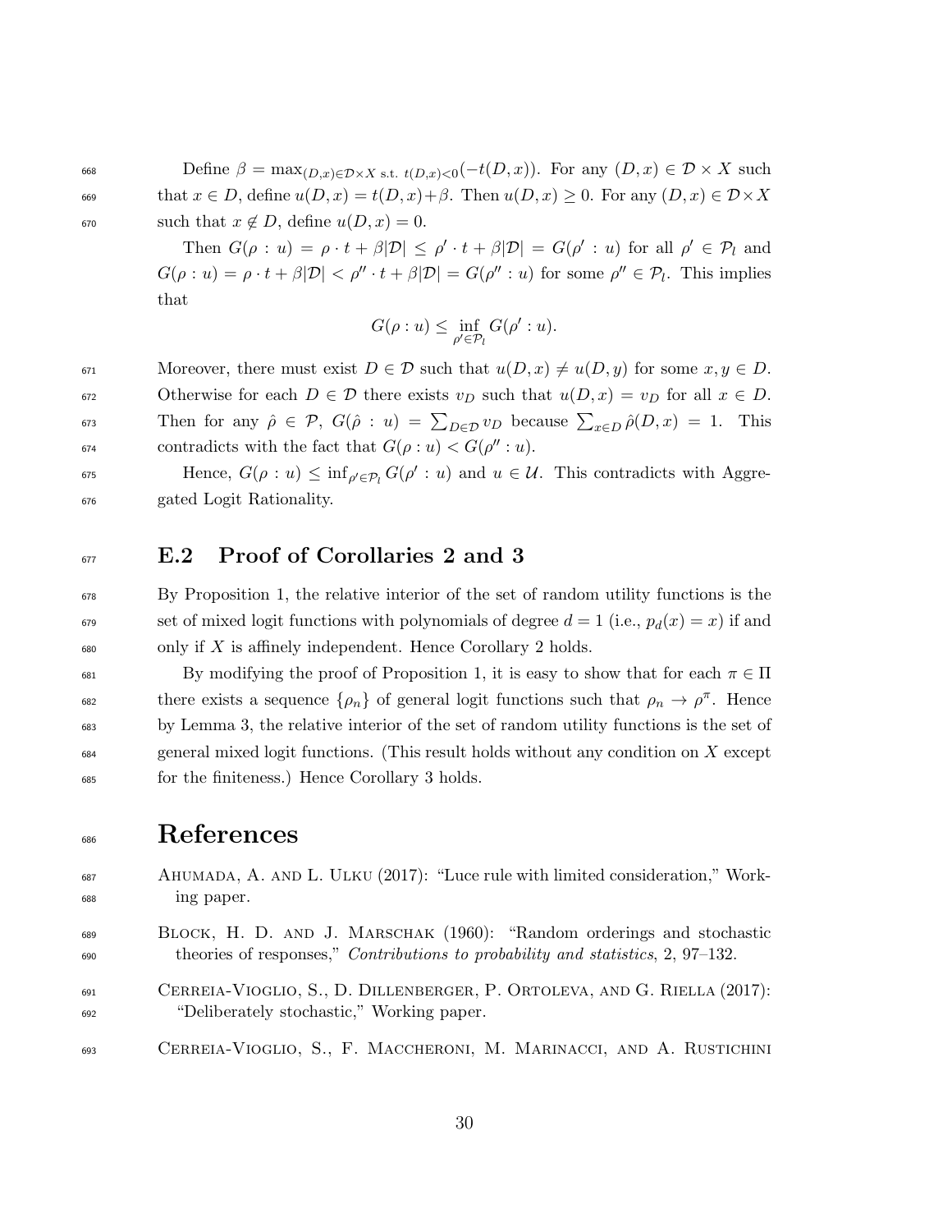Define $\beta = \max_{(D,x)\in\mathcal{D}\times X \text{ s.t. } t(D,x)<0}(-t(D,x))$. For any $(D,x) \in \mathcal{D} \times X$ such that $x \in D$, define $u(D,x) = t(D,x)+\beta$. Then $u(D,x) \geq 0$. For any $(D,x) \in \mathcal{D}\times X$ such that $x \notin D$, define $u(D,x) = 0$.

Then $G(\rho : u) = \rho \cdot t + \beta|\mathcal{D}| \leq \rho' \cdot t + \beta|\mathcal{D}| = G(\rho' : u)$ for all $\rho' \in \mathcal{P}_l$ and $G(\rho : u) = \rho \cdot t + \beta|\mathcal{D}| < \rho'' \cdot t + \beta|\mathcal{D}| = G(\rho'' : u)$ for some $\rho'' \in \mathcal{P}_l$. This implies that

$$G(\rho : u) \leq \inf_{\rho' \in \mathcal{P}_l} G(\rho' : u).$$

Moreover, there must exist $D \in \mathcal{D}$ such that $u(D,x) \neq u(D,y)$ for some $x, y \in D$. Otherwise for each $D \in \mathcal{D}$ there exists $v_D$ such that $u(D,x) = v_D$ for all $x \in D$. Then for any $\hat{\rho} \in \mathcal{P}$, $G(\hat{\rho} : u) = \sum_{D\in\mathcal{D}} v_D$ because $\sum_{x\in D} \hat{\rho}(D,x) = 1$. This contradicts with the fact that $G(\rho : u) < G(\rho'' : u)$.

Hence, $G(\rho : u) \leq \inf_{\rho'\in\mathcal{P}_l} G(\rho' : u)$ and $u \in \mathcal{U}$. This contradicts with Aggregated Logit Rationality.

## E.2 Proof of Corollaries 2 and 3

By Proposition 1, the relative interior of the set of random utility functions is the set of mixed logit functions with polynomials of degree $d = 1$ (i.e., $p_d(x) = x$) if and only if $X$ is affinely independent. Hence Corollary 2 holds.

By modifying the proof of Proposition 1, it is easy to show that for each $\pi \in \Pi$ there exists a sequence $\{\rho_n\}$ of general logit functions such that $\rho_n \to \rho^\pi$. Hence by Lemma 3, the relative interior of the set of random utility functions is the set of general mixed logit functions. (This result holds without any condition on $X$ except for the finiteness.) Hence Corollary 3 holds.

# References

Ahumada, A. and L. Ulku (2017): "Luce rule with limited consideration," Working paper.

Block, H. D. and J. Marschak (1960): "Random orderings and stochastic theories of responses," *Contributions to probability and statistics*, 2, 97–132.

Cerreia-Vioglio, S., D. Dillenberger, P. Ortoleva, and G. Riella (2017): "Deliberately stochastic," Working paper.

Cerreia-Vioglio, S., F. Maccheroni, M. Marinacci, and A. Rustichini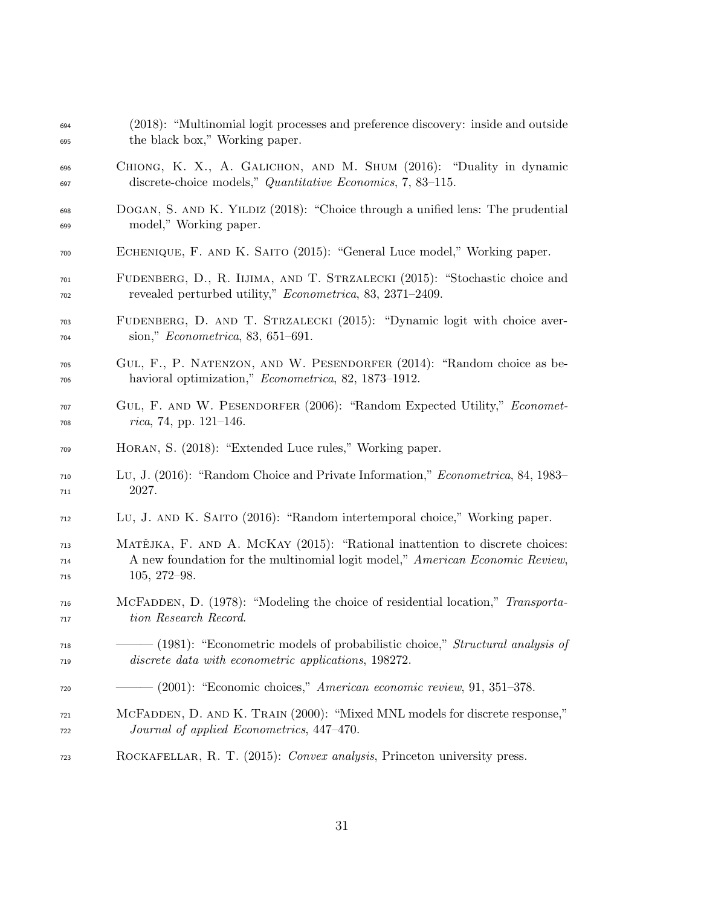(2018): "Multinomial logit processes and preference discovery: inside and outside the black box," Working paper.

Chiong, K. X., A. Galichon, and M. Shum (2016): "Duality in dynamic discrete-choice models," *Quantitative Economics*, 7, 83–115.

Dogan, S. and K. Yildiz (2018): "Choice through a unified lens: The prudential model," Working paper.

Echenique, F. and K. Saito (2015): "General Luce model," Working paper.

Fudenberg, D., R. Iijima, and T. Strzalecki (2015): "Stochastic choice and revealed perturbed utility," *Econometrica*, 83, 2371–2409.

Fudenberg, D. and T. Strzalecki (2015): "Dynamic logit with choice aversion," *Econometrica*, 83, 651–691.

Gul, F., P. Natenzon, and W. Pesendorfer (2014): "Random choice as behavioral optimization," *Econometrica*, 82, 1873–1912.

Gul, F. and W. Pesendorfer (2006): "Random Expected Utility," *Econometrica*, 74, pp. 121–146.

Horan, S. (2018): "Extended Luce rules," Working paper.

Lu, J. (2016): "Random Choice and Private Information," *Econometrica*, 84, 1983–2027.

Lu, J. and K. Saito (2016): "Random intertemporal choice," Working paper.

Matějka, F. and A. McKay (2015): "Rational inattention to discrete choices: A new foundation for the multinomial logit model," *American Economic Review*, 105, 272–98.

McFadden, D. (1978): "Modeling the choice of residential location," *Transportation Research Record*.

——— (1981): "Econometric models of probabilistic choice," *Structural analysis of discrete data with econometric applications*, 198272.

——— (2001): "Economic choices," *American economic review*, 91, 351–378.

McFadden, D. and K. Train (2000): "Mixed MNL models for discrete response," *Journal of applied Econometrics*, 447–470.

Rockafellar, R. T. (2015): *Convex analysis*, Princeton university press.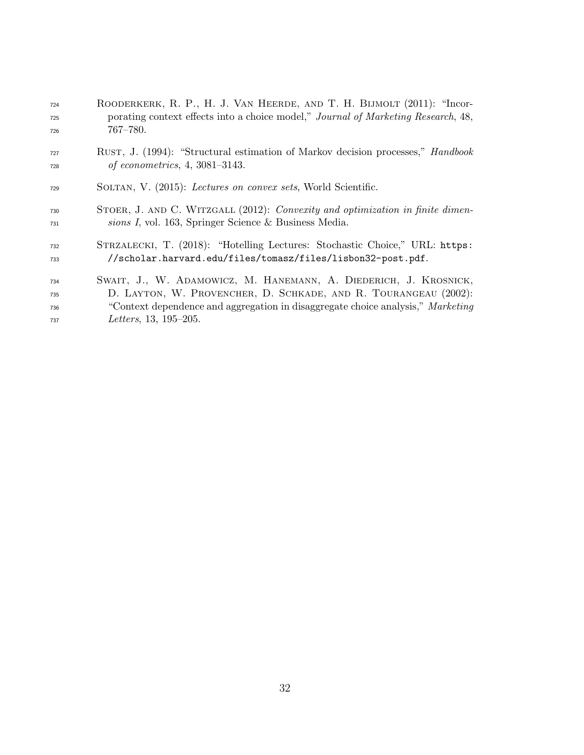Rooderkerk, R. P., H. J. Van Heerde, and T. H. Bijmolt (2011): "Incorporating context effects into a choice model," *Journal of Marketing Research*, 48, 767–780.

Rust, J. (1994): "Structural estimation of Markov decision processes," *Handbook of econometrics*, 4, 3081–3143.

Soltan, V. (2015): *Lectures on convex sets*, World Scientific.

Stoer, J. and C. Witzgall (2012): *Convexity and optimization in finite dimensions I*, vol. 163, Springer Science & Business Media.

Strzalecki, T. (2018): "Hotelling Lectures: Stochastic Choice," URL: `https://scholar.harvard.edu/files/tomasz/files/lisbon32-post.pdf`.

Swait, J., W. Adamowicz, M. Hanemann, A. Diederich, J. Krosnick, D. Layton, W. Provencher, D. Schkade, and R. Tourangeau (2002): "Context dependence and aggregation in disaggregate choice analysis," *Marketing Letters*, 13, 195–205.